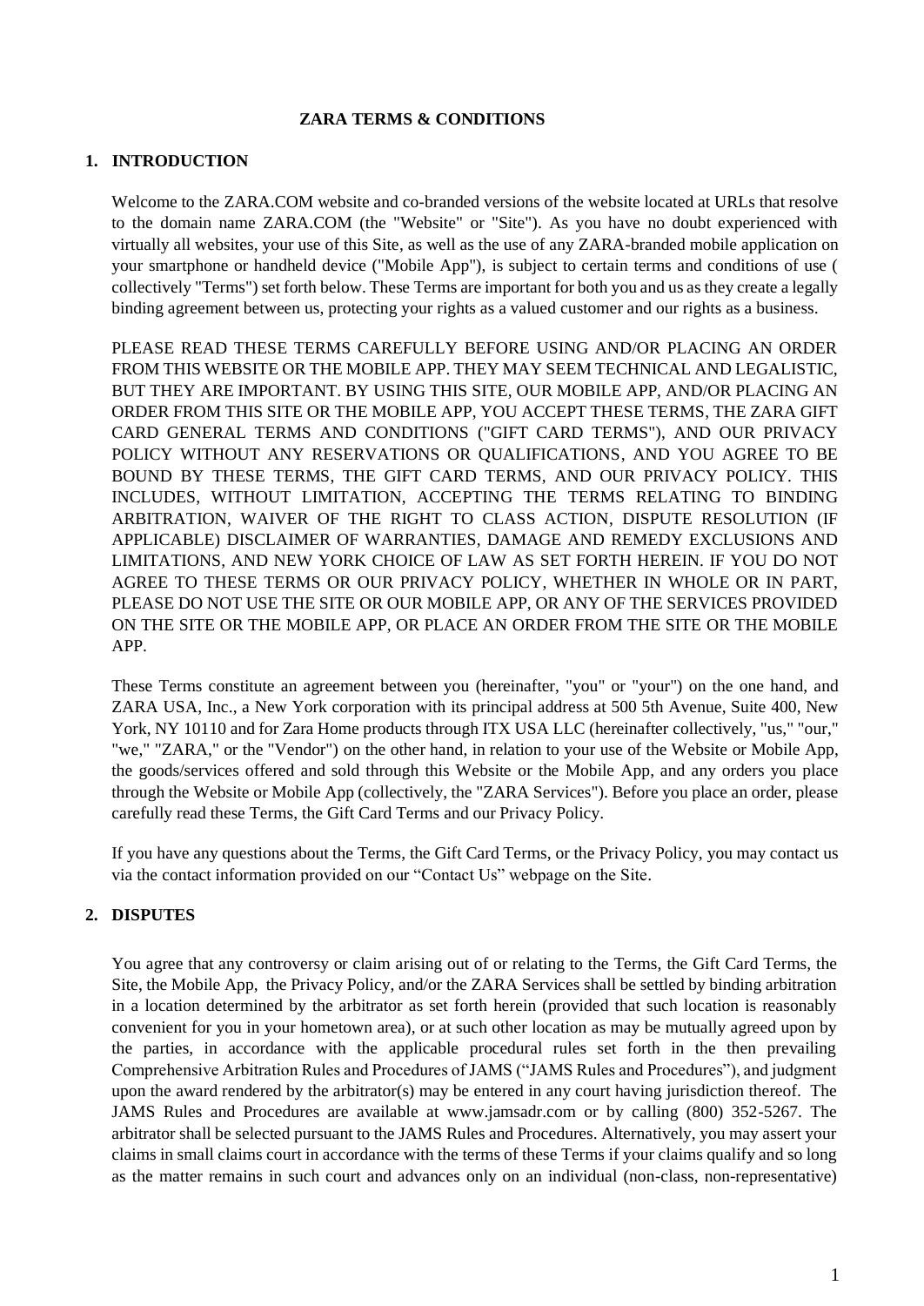# ZARA TERMS & CONDITIONS

## 1. INTRODUCTION

Welcome to the ZARA.COM website and co-branded versions of the website located at URLs that resolve to the domain name ZARA.COM (the "Website" or "Site"). As you have no doubt experienced with virtually all websites, your use of this Site, as well as the use of any ZARA-branded mobile application on your smartphone or handheld device ("Mobile App"), is subject to certain terms and conditions of use ( collectively "Terms") set forth below. These Terms are important for both you and us as they create a legally binding agreement between us, protecting your rights as a valued customer and our rights as a business.

PLEASE READ THESE TERMS CAREFULLY BEFORE USING AND/OR PLACING AN ORDER FROM THIS WEBSITE OR THE MOBILE APP. THEY MAY SEEM TECHNICAL AND LEGALISTIC, BUT THEY ARE IMPORTANT. BY USING THIS SITE, OUR MOBILE APP, AND/OR PLACING AN ORDER FROM THIS SITE OR THE MOBILE APP, YOU ACCEPT THESE TERMS, THE ZARA GIFT CARD GENERAL TERMS AND CONDITIONS ("GIFT CARD TERMS"), AND OUR PRIVACY POLICY WITHOUT ANY RESERVATIONS OR QUALIFICATIONS, AND YOU AGREE TO BE BOUND BY THESE TERMS, THE GIFT CARD TERMS, AND OUR PRIVACY POLICY. THIS INCLUDES, WITHOUT LIMITATION, ACCEPTING THE TERMS RELATING TO BINDING ARBITRATION, WAIVER OF THE RIGHT TO CLASS ACTION, DISPUTE RESOLUTION (IF APPLICABLE) DISCLAIMER OF WARRANTIES, DAMAGE AND REMEDY EXCLUSIONS AND LIMITATIONS, AND NEW YORK CHOICE OF LAW AS SET FORTH HEREIN. IF YOU DO NOT AGREE TO THESE TERMS OR OUR PRIVACY POLICY, WHETHER IN WHOLE OR IN PART, PLEASE DO NOT USE THE SITE OR OUR MOBILE APP, OR ANY OF THE SERVICES PROVIDED ON THE SITE OR THE MOBILE APP, OR PLACE AN ORDER FROM THE SITE OR THE MOBILE APP.

These Terms constitute an agreement between you (hereinafter, "you" or "your") on the one hand, and ZARA USA, Inc., a New York corporation with its principal address at 500 5th Avenue, Suite 400, New York, NY 10110 and for Zara Home products through ITX USA LLC (hereinafter collectively, "us," "our," "we," "ZARA," or the "Vendor") on the other hand, in relation to your use of the Website or Mobile App, the goods/services offered and sold through this Website or the Mobile App, and any orders you place through the Website or Mobile App (collectively, the "ZARA Services"). Before you place an order, please carefully read these Terms, the Gift Card Terms and our Privacy Policy.

If you have any questions about the Terms, the Gift Card Terms, or the Privacy Policy, you may contact us via the contact information provided on our "Contact Us" webpage on the Site.

## 2. DISPUTES

You agree that any controversy or claim arising out of or relating to the Terms, the Gift Card Terms, the Site, the Mobile App, the Privacy Policy, and/or the ZARA Services shall be settled by binding arbitration in a location determined by the arbitrator as set forth herein (provided that such location is reasonably convenient for you in your hometown area), or at such other location as may be mutually agreed upon by the parties, in accordance with the applicable procedural rules set forth in the then prevailing Comprehensive Arbitration Rules and Procedures of JAMS ("JAMS Rules and Procedures"), and judgment upon the award rendered by the arbitrator(s) may be entered in any court having jurisdiction thereof. The JAMS Rules and Procedures are available at www.jamsadr.com or by calling (800) 352-5267. The arbitrator shall be selected pursuant to the JAMS Rules and Procedures. Alternatively, you may assert your claims in small claims court in accordance with the terms of these Terms if your claims qualify and so long as the matter remains in such court and advances only on an individual (non-class, non-representative)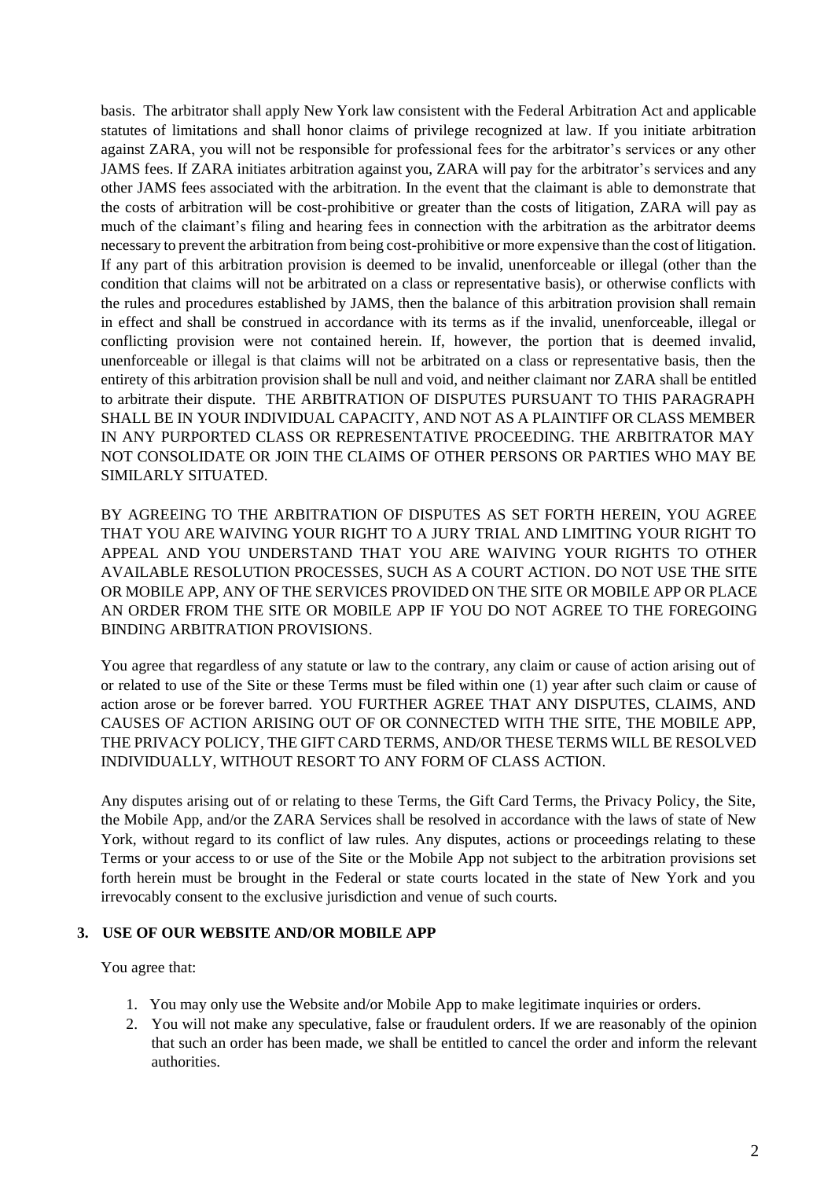basis. The arbitrator shall apply New York law consistent with the Federal Arbitration Act and applicable statutes of limitations and shall honor claims of privilege recognized at law. If you initiate arbitration against ZARA, you will not be responsible for professional fees for the arbitrator's services or any other JAMS fees. If ZARA initiates arbitration against you, ZARA will pay for the arbitrator's services and any other JAMS fees associated with the arbitration. In the event that the claimant is able to demonstrate that the costs of arbitration will be cost-prohibitive or greater than the costs of litigation, ZARA will pay as much of the claimant's filing and hearing fees in connection with the arbitration as the arbitrator deems necessary to prevent the arbitration from being cost-prohibitive or more expensive than the cost of litigation. If any part of this arbitration provision is deemed to be invalid, unenforceable or illegal (other than the condition that claims will not be arbitrated on a class or representative basis), or otherwise conflicts with the rules and procedures established by JAMS, then the balance of this arbitration provision shall remain in effect and shall be construed in accordance with its terms as if the invalid, unenforceable, illegal or conflicting provision were not contained herein. If, however, the portion that is deemed invalid, unenforceable or illegal is that claims will not be arbitrated on a class or representative basis, then the entirety of this arbitration provision shall be null and void, and neither claimant nor ZARA shall be entitled to arbitrate their dispute. THE ARBITRATION OF DISPUTES PURSUANT TO THIS PARAGRAPH SHALL BE IN YOUR INDIVIDUAL CAPACITY, AND NOT AS A PLAINTIFF OR CLASS MEMBER IN ANY PURPORTED CLASS OR REPRESENTATIVE PROCEEDING. THE ARBITRATOR MAY NOT CONSOLIDATE OR JOIN THE CLAIMS OF OTHER PERSONS OR PARTIES WHO MAY BE SIMILARLY SITUATED.

BY AGREEING TO THE ARBITRATION OF DISPUTES AS SET FORTH HEREIN, YOU AGREE THAT YOU ARE WAIVING YOUR RIGHT TO A JURY TRIAL AND LIMITING YOUR RIGHT TO APPEAL AND YOU UNDERSTAND THAT YOU ARE WAIVING YOUR RIGHTS TO OTHER AVAILABLE RESOLUTION PROCESSES, SUCH AS A COURT ACTION. DO NOT USE THE SITE OR MOBILE APP, ANY OF THE SERVICES PROVIDED ON THE SITE OR MOBILE APP OR PLACE AN ORDER FROM THE SITE OR MOBILE APP IF YOU DO NOT AGREE TO THE FOREGOING BINDING ARBITRATION PROVISIONS.

You agree that regardless of any statute or law to the contrary, any claim or cause of action arising out of or related to use of the Site or these Terms must be filed within one (1) year after such claim or cause of action arose or be forever barred. YOU FURTHER AGREE THAT ANY DISPUTES, CLAIMS, AND CAUSES OF ACTION ARISING OUT OF OR CONNECTED WITH THE SITE, THE MOBILE APP, THE PRIVACY POLICY, THE GIFT CARD TERMS, AND/OR THESE TERMS WILL BE RESOLVED INDIVIDUALLY, WITHOUT RESORT TO ANY FORM OF CLASS ACTION.

Any disputes arising out of or relating to these Terms, the Gift Card Terms, the Privacy Policy, the Site, the Mobile App, and/or the ZARA Services shall be resolved in accordance with the laws of state of New York, without regard to its conflict of law rules. Any disputes, actions or proceedings relating to these Terms or your access to or use of the Site or the Mobile App not subject to the arbitration provisions set forth herein must be brought in the Federal or state courts located in the state of New York and you irrevocably consent to the exclusive jurisdiction and venue of such courts.

## 3. USE OF OUR WEBSITE AND/OR MOBILE APP

You agree that:

1. You may only use the Website and/or Mobile App to make legitimate inquiries or orders.
2. You will not make any speculative, false or fraudulent orders. If we are reasonably of the opinion that such an order has been made, we shall be entitled to cancel the order and inform the relevant authorities.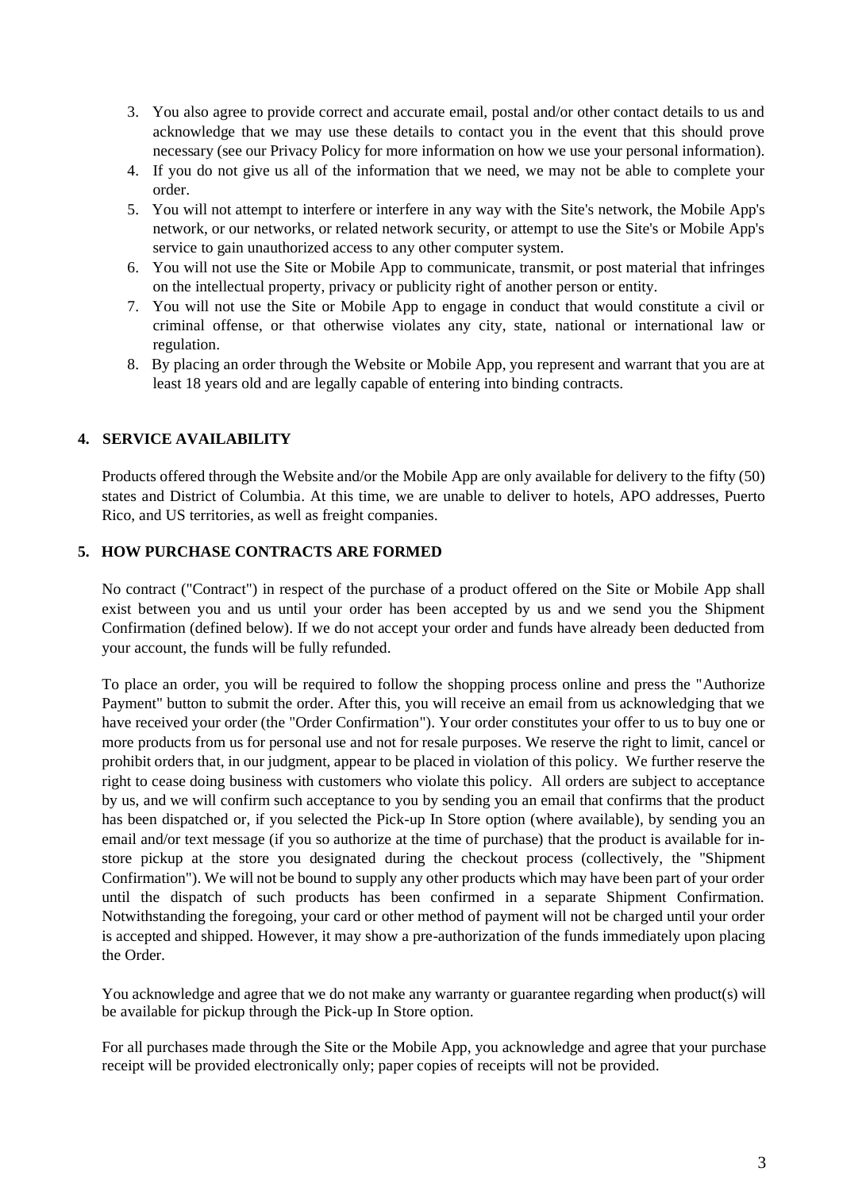3. You also agree to provide correct and accurate email, postal and/or other contact details to us and acknowledge that we may use these details to contact you in the event that this should prove necessary (see our Privacy Policy for more information on how we use your personal information).
4. If you do not give us all of the information that we need, we may not be able to complete your order.
5. You will not attempt to interfere or interfere in any way with the Site's network, the Mobile App's network, or our networks, or related network security, or attempt to use the Site's or Mobile App's service to gain unauthorized access to any other computer system.
6. You will not use the Site or Mobile App to communicate, transmit, or post material that infringes on the intellectual property, privacy or publicity right of another person or entity.
7. You will not use the Site or Mobile App to engage in conduct that would constitute a civil or criminal offense, or that otherwise violates any city, state, national or international law or regulation.
8. By placing an order through the Website or Mobile App, you represent and warrant that you are at least 18 years old and are legally capable of entering into binding contracts.

## 4. SERVICE AVAILABILITY

Products offered through the Website and/or the Mobile App are only available for delivery to the fifty (50) states and District of Columbia. At this time, we are unable to deliver to hotels, APO addresses, Puerto Rico, and US territories, as well as freight companies.

## 5. HOW PURCHASE CONTRACTS ARE FORMED

No contract ("Contract") in respect of the purchase of a product offered on the Site or Mobile App shall exist between you and us until your order has been accepted by us and we send you the Shipment Confirmation (defined below). If we do not accept your order and funds have already been deducted from your account, the funds will be fully refunded.

To place an order, you will be required to follow the shopping process online and press the "Authorize Payment" button to submit the order. After this, you will receive an email from us acknowledging that we have received your order (the "Order Confirmation"). Your order constitutes your offer to us to buy one or more products from us for personal use and not for resale purposes. We reserve the right to limit, cancel or prohibit orders that, in our judgment, appear to be placed in violation of this policy. We further reserve the right to cease doing business with customers who violate this policy. All orders are subject to acceptance by us, and we will confirm such acceptance to you by sending you an email that confirms that the product has been dispatched or, if you selected the Pick-up In Store option (where available), by sending you an email and/or text message (if you so authorize at the time of purchase) that the product is available for in-store pickup at the store you designated during the checkout process (collectively, the "Shipment Confirmation"). We will not be bound to supply any other products which may have been part of your order until the dispatch of such products has been confirmed in a separate Shipment Confirmation. Notwithstanding the foregoing, your card or other method of payment will not be charged until your order is accepted and shipped. However, it may show a pre-authorization of the funds immediately upon placing the Order.

You acknowledge and agree that we do not make any warranty or guarantee regarding when product(s) will be available for pickup through the Pick-up In Store option.

For all purchases made through the Site or the Mobile App, you acknowledge and agree that your purchase receipt will be provided electronically only; paper copies of receipts will not be provided.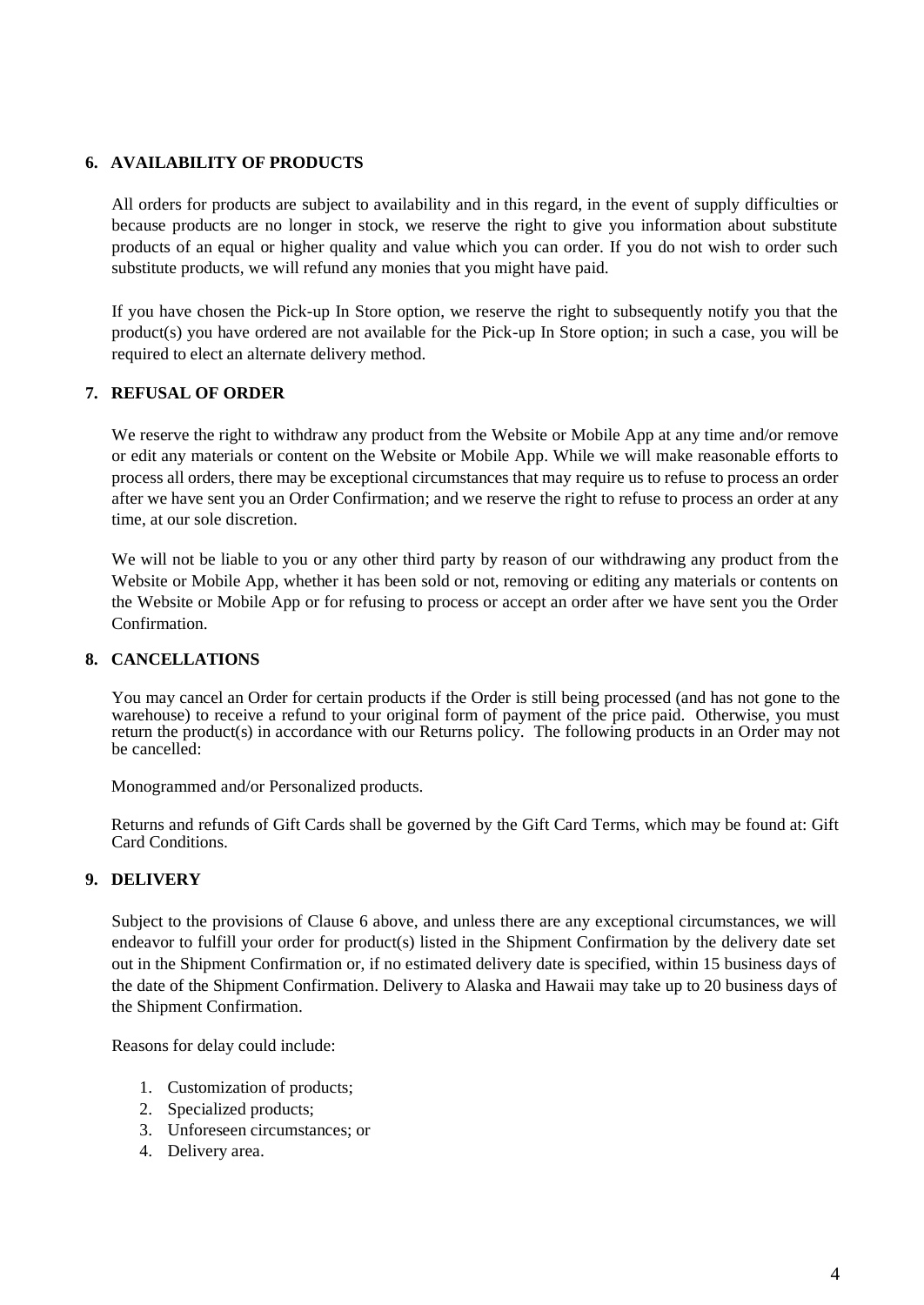## 6. AVAILABILITY OF PRODUCTS

All orders for products are subject to availability and in this regard, in the event of supply difficulties or because products are no longer in stock, we reserve the right to give you information about substitute products of an equal or higher quality and value which you can order. If you do not wish to order such substitute products, we will refund any monies that you might have paid.

If you have chosen the Pick-up In Store option, we reserve the right to subsequently notify you that the product(s) you have ordered are not available for the Pick-up In Store option; in such a case, you will be required to elect an alternate delivery method.

## 7. REFUSAL OF ORDER

We reserve the right to withdraw any product from the Website or Mobile App at any time and/or remove or edit any materials or content on the Website or Mobile App. While we will make reasonable efforts to process all orders, there may be exceptional circumstances that may require us to refuse to process an order after we have sent you an Order Confirmation; and we reserve the right to refuse to process an order at any time, at our sole discretion.

We will not be liable to you or any other third party by reason of our withdrawing any product from the Website or Mobile App, whether it has been sold or not, removing or editing any materials or contents on the Website or Mobile App or for refusing to process or accept an order after we have sent you the Order Confirmation.

## 8. CANCELLATIONS

You may cancel an Order for certain products if the Order is still being processed (and has not gone to the warehouse) to receive a refund to your original form of payment of the price paid. Otherwise, you must return the product(s) in accordance with our Returns policy. The following products in an Order may not be cancelled:

Monogrammed and/or Personalized products.

Returns and refunds of Gift Cards shall be governed by the Gift Card Terms, which may be found at: Gift Card Conditions.

## 9. DELIVERY

Subject to the provisions of Clause 6 above, and unless there are any exceptional circumstances, we will endeavor to fulfill your order for product(s) listed in the Shipment Confirmation by the delivery date set out in the Shipment Confirmation or, if no estimated delivery date is specified, within 15 business days of the date of the Shipment Confirmation. Delivery to Alaska and Hawaii may take up to 20 business days of the Shipment Confirmation.

Reasons for delay could include:

1. Customization of products;
2. Specialized products;
3. Unforeseen circumstances; or
4. Delivery area.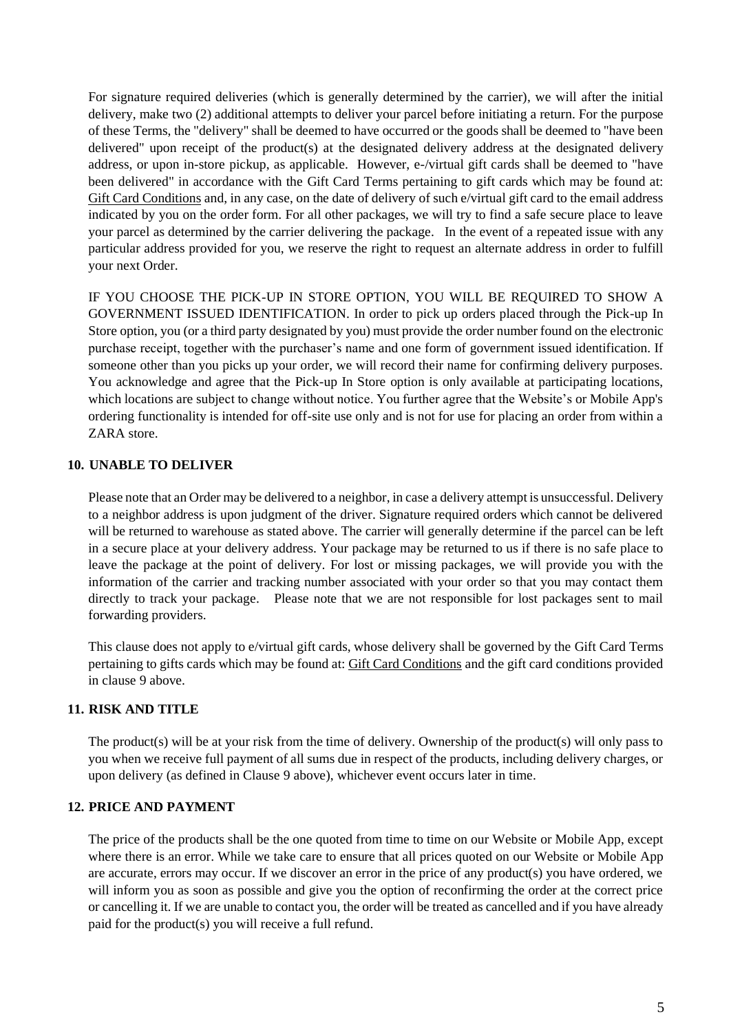For signature required deliveries (which is generally determined by the carrier), we will after the initial delivery, make two (2) additional attempts to deliver your parcel before initiating a return. For the purpose of these Terms, the "delivery" shall be deemed to have occurred or the goods shall be deemed to "have been delivered" upon receipt of the product(s) at the designated delivery address at the designated delivery address, or upon in-store pickup, as applicable. However, e-/virtual gift cards shall be deemed to "have been delivered" in accordance with the Gift Card Terms pertaining to gift cards which may be found at: Gift Card Conditions and, in any case, on the date of delivery of such e/virtual gift card to the email address indicated by you on the order form. For all other packages, we will try to find a safe secure place to leave your parcel as determined by the carrier delivering the package. In the event of a repeated issue with any particular address provided for you, we reserve the right to request an alternate address in order to fulfill your next Order.

IF YOU CHOOSE THE PICK-UP IN STORE OPTION, YOU WILL BE REQUIRED TO SHOW A GOVERNMENT ISSUED IDENTIFICATION. In order to pick up orders placed through the Pick-up In Store option, you (or a third party designated by you) must provide the order number found on the electronic purchase receipt, together with the purchaser's name and one form of government issued identification. If someone other than you picks up your order, we will record their name for confirming delivery purposes. You acknowledge and agree that the Pick-up In Store option is only available at participating locations, which locations are subject to change without notice. You further agree that the Website's or Mobile App's ordering functionality is intended for off-site use only and is not for use for placing an order from within a ZARA store.

## 10. UNABLE TO DELIVER

Please note that an Order may be delivered to a neighbor, in case a delivery attempt is unsuccessful. Delivery to a neighbor address is upon judgment of the driver. Signature required orders which cannot be delivered will be returned to warehouse as stated above. The carrier will generally determine if the parcel can be left in a secure place at your delivery address. Your package may be returned to us if there is no safe place to leave the package at the point of delivery. For lost or missing packages, we will provide you with the information of the carrier and tracking number associated with your order so that you may contact them directly to track your package. Please note that we are not responsible for lost packages sent to mail forwarding providers.

This clause does not apply to e/virtual gift cards, whose delivery shall be governed by the Gift Card Terms pertaining to gifts cards which may be found at: Gift Card Conditions and the gift card conditions provided in clause 9 above.

## 11. RISK AND TITLE

The product(s) will be at your risk from the time of delivery. Ownership of the product(s) will only pass to you when we receive full payment of all sums due in respect of the products, including delivery charges, or upon delivery (as defined in Clause 9 above), whichever event occurs later in time.

## 12. PRICE AND PAYMENT

The price of the products shall be the one quoted from time to time on our Website or Mobile App, except where there is an error. While we take care to ensure that all prices quoted on our Website or Mobile App are accurate, errors may occur. If we discover an error in the price of any product(s) you have ordered, we will inform you as soon as possible and give you the option of reconfirming the order at the correct price or cancelling it. If we are unable to contact you, the order will be treated as cancelled and if you have already paid for the product(s) you will receive a full refund.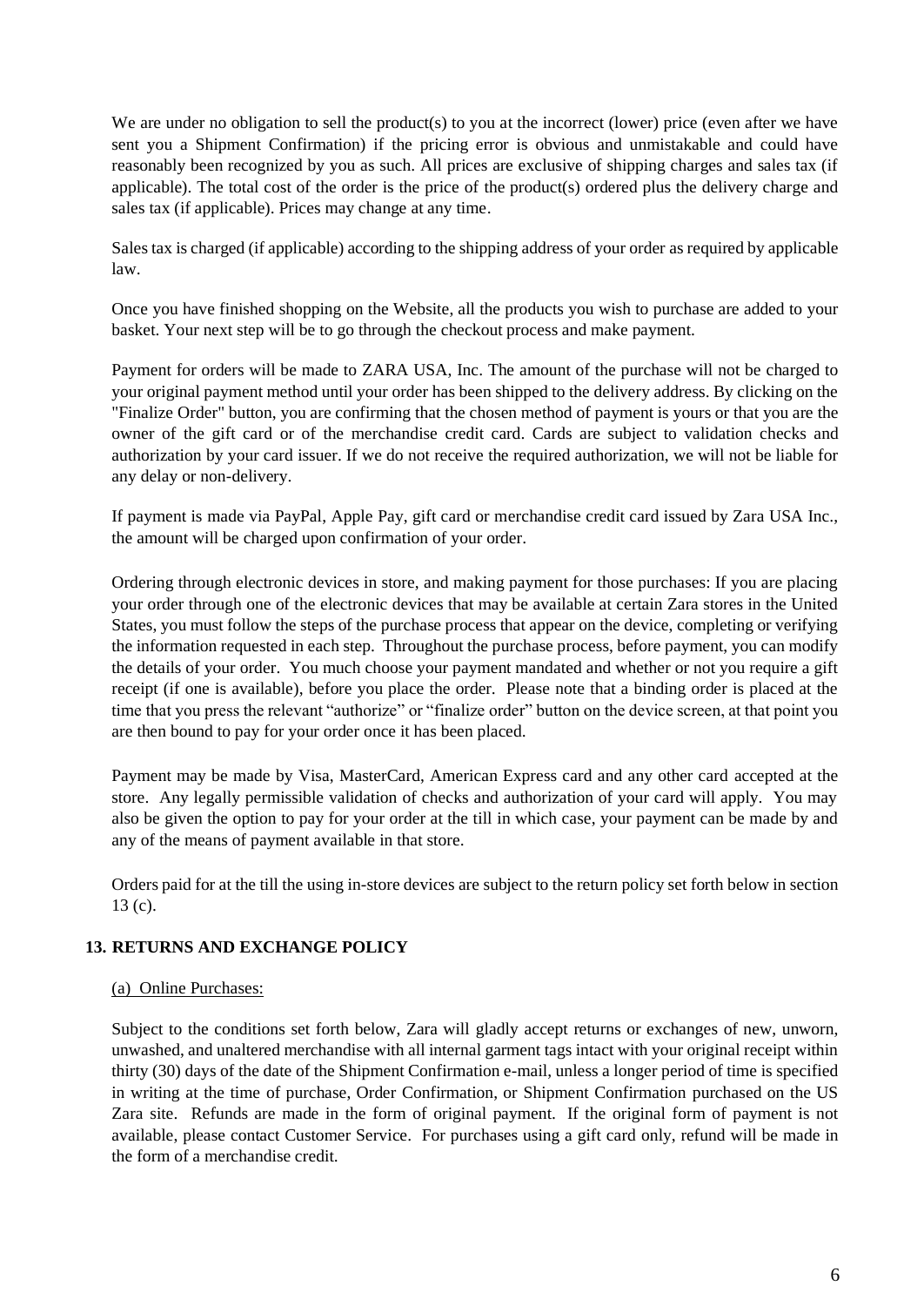We are under no obligation to sell the product(s) to you at the incorrect (lower) price (even after we have sent you a Shipment Confirmation) if the pricing error is obvious and unmistakable and could have reasonably been recognized by you as such. All prices are exclusive of shipping charges and sales tax (if applicable). The total cost of the order is the price of the product(s) ordered plus the delivery charge and sales tax (if applicable). Prices may change at any time.

Sales tax is charged (if applicable) according to the shipping address of your order as required by applicable law.

Once you have finished shopping on the Website, all the products you wish to purchase are added to your basket. Your next step will be to go through the checkout process and make payment.

Payment for orders will be made to ZARA USA, Inc. The amount of the purchase will not be charged to your original payment method until your order has been shipped to the delivery address. By clicking on the "Finalize Order" button, you are confirming that the chosen method of payment is yours or that you are the owner of the gift card or of the merchandise credit card. Cards are subject to validation checks and authorization by your card issuer. If we do not receive the required authorization, we will not be liable for any delay or non-delivery.

If payment is made via PayPal, Apple Pay, gift card or merchandise credit card issued by Zara USA Inc., the amount will be charged upon confirmation of your order.

Ordering through electronic devices in store, and making payment for those purchases: If you are placing your order through one of the electronic devices that may be available at certain Zara stores in the United States, you must follow the steps of the purchase process that appear on the device, completing or verifying the information requested in each step. Throughout the purchase process, before payment, you can modify the details of your order. You much choose your payment mandated and whether or not you require a gift receipt (if one is available), before you place the order. Please note that a binding order is placed at the time that you press the relevant "authorize" or "finalize order" button on the device screen, at that point you are then bound to pay for your order once it has been placed.

Payment may be made by Visa, MasterCard, American Express card and any other card accepted at the store. Any legally permissible validation of checks and authorization of your card will apply. You may also be given the option to pay for your order at the till in which case, your payment can be made by and any of the means of payment available in that store.

Orders paid for at the till the using in-store devices are subject to the return policy set forth below in section 13 (c).

## 13. RETURNS AND EXCHANGE POLICY

(a) Online Purchases:

Subject to the conditions set forth below, Zara will gladly accept returns or exchanges of new, unworn, unwashed, and unaltered merchandise with all internal garment tags intact with your original receipt within thirty (30) days of the date of the Shipment Confirmation e-mail, unless a longer period of time is specified in writing at the time of purchase, Order Confirmation, or Shipment Confirmation purchased on the US Zara site. Refunds are made in the form of original payment. If the original form of payment is not available, please contact Customer Service. For purchases using a gift card only, refund will be made in the form of a merchandise credit.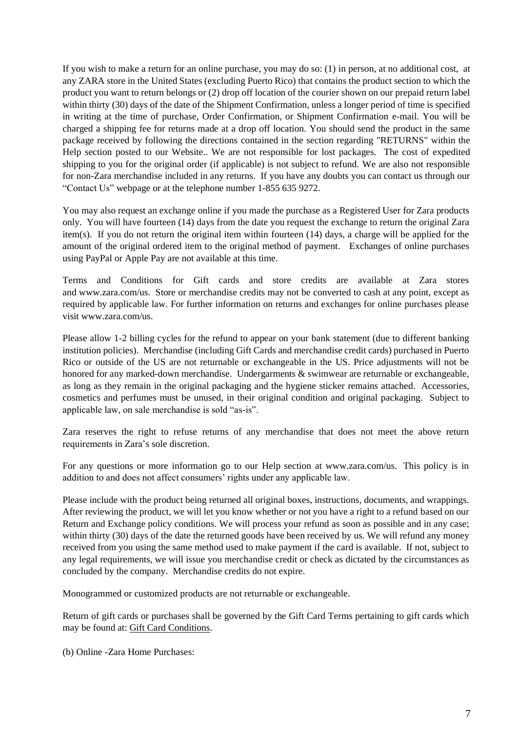If you wish to make a return for an online purchase, you may do so: (1) in person, at no additional cost, at any ZARA store in the United States (excluding Puerto Rico) that contains the product section to which the product you want to return belongs or (2) drop off location of the courier shown on our prepaid return label within thirty (30) days of the date of the Shipment Confirmation, unless a longer period of time is specified in writing at the time of purchase, Order Confirmation, or Shipment Confirmation e-mail. You will be charged a shipping fee for returns made at a drop off location. You should send the product in the same package received by following the directions contained in the section regarding "RETURNS" within the Help section posted to our Website.. We are not responsible for lost packages. The cost of expedited shipping to you for the original order (if applicable) is not subject to refund. We are also not responsible for non-Zara merchandise included in any returns. If you have any doubts you can contact us through our "Contact Us" webpage or at the telephone number 1-855 635 9272.

You may also request an exchange online if you made the purchase as a Registered User for Zara products only. You will have fourteen (14) days from the date you request the exchange to return the original Zara item(s). If you do not return the original item within fourteen (14) days, a charge will be applied for the amount of the original ordered item to the original method of payment. Exchanges of online purchases using PayPal or Apple Pay are not available at this time.

Terms and Conditions for Gift cards and store credits are available at Zara stores and www.zara.com/us. Store or merchandise credits may not be converted to cash at any point, except as required by applicable law. For further information on returns and exchanges for online purchases please visit www.zara.com/us.

Please allow 1-2 billing cycles for the refund to appear on your bank statement (due to different banking institution policies). Merchandise (including Gift Cards and merchandise credit cards) purchased in Puerto Rico or outside of the US are not returnable or exchangeable in the US. Price adjustments will not be honored for any marked-down merchandise. Undergarments & swimwear are returnable or exchangeable, as long as they remain in the original packaging and the hygiene sticker remains attached. Accessories, cosmetics and perfumes must be unused, in their original condition and original packaging. Subject to applicable law, on sale merchandise is sold "as-is".

Zara reserves the right to refuse returns of any merchandise that does not meet the above return requirements in Zara's sole discretion.

For any questions or more information go to our Help section at www.zara.com/us. This policy is in addition to and does not affect consumers' rights under any applicable law.

Please include with the product being returned all original boxes, instructions, documents, and wrappings. After reviewing the product, we will let you know whether or not you have a right to a refund based on our Return and Exchange policy conditions. We will process your refund as soon as possible and in any case; within thirty (30) days of the date the returned goods have been received by us. We will refund any money received from you using the same method used to make payment if the card is available. If not, subject to any legal requirements, we will issue you merchandise credit or check as dictated by the circumstances as concluded by the company. Merchandise credits do not expire.

Monogrammed or customized products are not returnable or exchangeable.

Return of gift cards or purchases shall be governed by the Gift Card Terms pertaining to gift cards which may be found at: Gift Card Conditions.

(b) Online -Zara Home Purchases: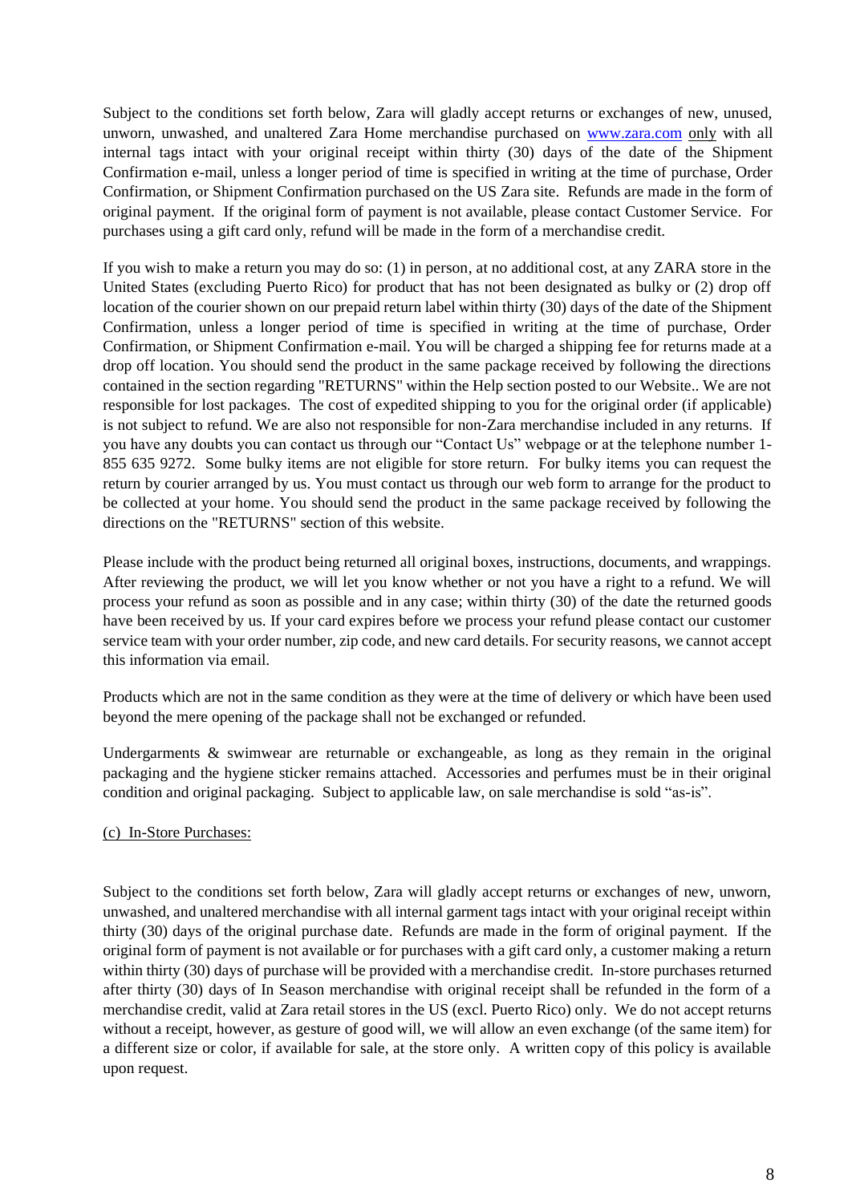Subject to the conditions set forth below, Zara will gladly accept returns or exchanges of new, unused, unworn, unwashed, and unaltered Zara Home merchandise purchased on [www.zara.com](http://www.zara.com) only with all internal tags intact with your original receipt within thirty (30) days of the date of the Shipment Confirmation e-mail, unless a longer period of time is specified in writing at the time of purchase, Order Confirmation, or Shipment Confirmation purchased on the US Zara site. Refunds are made in the form of original payment. If the original form of payment is not available, please contact Customer Service. For purchases using a gift card only, refund will be made in the form of a merchandise credit.

If you wish to make a return you may do so: (1) in person, at no additional cost, at any ZARA store in the United States (excluding Puerto Rico) for product that has not been designated as bulky or (2) drop off location of the courier shown on our prepaid return label within thirty (30) days of the date of the Shipment Confirmation, unless a longer period of time is specified in writing at the time of purchase, Order Confirmation, or Shipment Confirmation e-mail. You will be charged a shipping fee for returns made at a drop off location. You should send the product in the same package received by following the directions contained in the section regarding "RETURNS" within the Help section posted to our Website.. We are not responsible for lost packages. The cost of expedited shipping to you for the original order (if applicable) is not subject to refund. We are also not responsible for non-Zara merchandise included in any returns. If you have any doubts you can contact us through our "Contact Us" webpage or at the telephone number 1-855 635 9272. Some bulky items are not eligible for store return. For bulky items you can request the return by courier arranged by us. You must contact us through our web form to arrange for the product to be collected at your home. You should send the product in the same package received by following the directions on the "RETURNS" section of this website.

Please include with the product being returned all original boxes, instructions, documents, and wrappings. After reviewing the product, we will let you know whether or not you have a right to a refund. We will process your refund as soon as possible and in any case; within thirty (30) of the date the returned goods have been received by us. If your card expires before we process your refund please contact our customer service team with your order number, zip code, and new card details. For security reasons, we cannot accept this information via email.

Products which are not in the same condition as they were at the time of delivery or which have been used beyond the mere opening of the package shall not be exchanged or refunded.

Undergarments & swimwear are returnable or exchangeable, as long as they remain in the original packaging and the hygiene sticker remains attached. Accessories and perfumes must be in their original condition and original packaging. Subject to applicable law, on sale merchandise is sold "as-is".

<u>(c) In-Store Purchases:</u>

Subject to the conditions set forth below, Zara will gladly accept returns or exchanges of new, unworn, unwashed, and unaltered merchandise with all internal garment tags intact with your original receipt within thirty (30) days of the original purchase date. Refunds are made in the form of original payment. If the original form of payment is not available or for purchases with a gift card only, a customer making a return within thirty (30) days of purchase will be provided with a merchandise credit. In-store purchases returned after thirty (30) days of In Season merchandise with original receipt shall be refunded in the form of a merchandise credit, valid at Zara retail stores in the US (excl. Puerto Rico) only. We do not accept returns without a receipt, however, as gesture of good will, we will allow an even exchange (of the same item) for a different size or color, if available for sale, at the store only. A written copy of this policy is available upon request.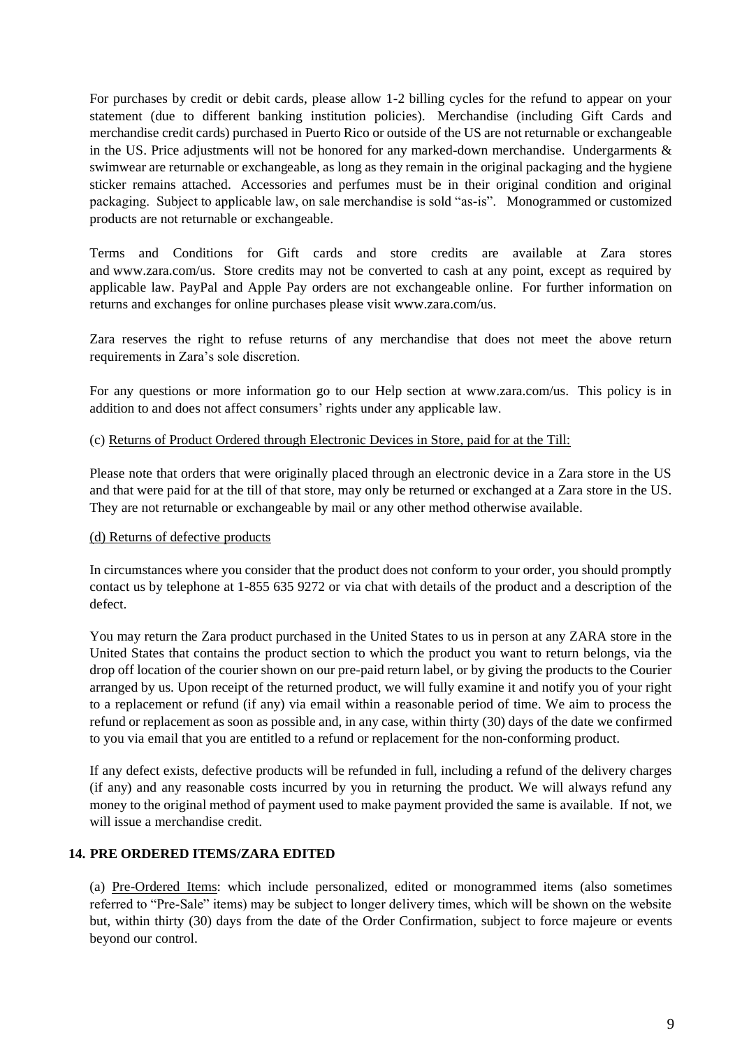For purchases by credit or debit cards, please allow 1-2 billing cycles for the refund to appear on your statement (due to different banking institution policies). Merchandise (including Gift Cards and merchandise credit cards) purchased in Puerto Rico or outside of the US are not returnable or exchangeable in the US. Price adjustments will not be honored for any marked-down merchandise. Undergarments & swimwear are returnable or exchangeable, as long as they remain in the original packaging and the hygiene sticker remains attached. Accessories and perfumes must be in their original condition and original packaging. Subject to applicable law, on sale merchandise is sold "as-is". Monogrammed or customized products are not returnable or exchangeable.

Terms and Conditions for Gift cards and store credits are available at Zara stores and www.zara.com/us. Store credits may not be converted to cash at any point, except as required by applicable law. PayPal and Apple Pay orders are not exchangeable online. For further information on returns and exchanges for online purchases please visit www.zara.com/us.

Zara reserves the right to refuse returns of any merchandise that does not meet the above return requirements in Zara's sole discretion.

For any questions or more information go to our Help section at www.zara.com/us. This policy is in addition to and does not affect consumers' rights under any applicable law.

(c) Returns of Product Ordered through Electronic Devices in Store, paid for at the Till:

Please note that orders that were originally placed through an electronic device in a Zara store in the US and that were paid for at the till of that store, may only be returned or exchanged at a Zara store in the US. They are not returnable or exchangeable by mail or any other method otherwise available.

(d) Returns of defective products

In circumstances where you consider that the product does not conform to your order, you should promptly contact us by telephone at 1-855 635 9272 or via chat with details of the product and a description of the defect.

You may return the Zara product purchased in the United States to us in person at any ZARA store in the United States that contains the product section to which the product you want to return belongs, via the drop off location of the courier shown on our pre-paid return label, or by giving the products to the Courier arranged by us. Upon receipt of the returned product, we will fully examine it and notify you of your right to a replacement or refund (if any) via email within a reasonable period of time. We aim to process the refund or replacement as soon as possible and, in any case, within thirty (30) days of the date we confirmed to you via email that you are entitled to a refund or replacement for the non-conforming product.

If any defect exists, defective products will be refunded in full, including a refund of the delivery charges (if any) and any reasonable costs incurred by you in returning the product. We will always refund any money to the original method of payment used to make payment provided the same is available. If not, we will issue a merchandise credit.

## 14. PRE ORDERED ITEMS/ZARA EDITED

(a) Pre-Ordered Items: which include personalized, edited or monogrammed items (also sometimes referred to "Pre-Sale" items) may be subject to longer delivery times, which will be shown on the website but, within thirty (30) days from the date of the Order Confirmation, subject to force majeure or events beyond our control.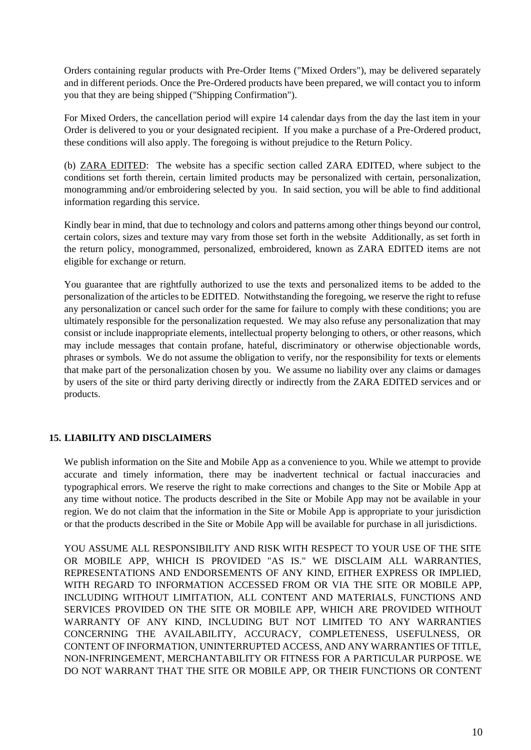Orders containing regular products with Pre-Order Items ("Mixed Orders"), may be delivered separately and in different periods. Once the Pre-Ordered products have been prepared, we will contact you to inform you that they are being shipped ("Shipping Confirmation").

For Mixed Orders, the cancellation period will expire 14 calendar days from the day the last item in your Order is delivered to you or your designated recipient. If you make a purchase of a Pre-Ordered product, these conditions will also apply. The foregoing is without prejudice to the Return Policy.

(b) ZARA EDITED: The website has a specific section called ZARA EDITED, where subject to the conditions set forth therein, certain limited products may be personalized with certain, personalization, monogramming and/or embroidering selected by you. In said section, you will be able to find additional information regarding this service.

Kindly bear in mind, that due to technology and colors and patterns among other things beyond our control, certain colors, sizes and texture may vary from those set forth in the website Additionally, as set forth in the return policy, monogrammed, personalized, embroidered, known as ZARA EDITED items are not eligible for exchange or return.

You guarantee that are rightfully authorized to use the texts and personalized items to be added to the personalization of the articles to be EDITED. Notwithstanding the foregoing, we reserve the right to refuse any personalization or cancel such order for the same for failure to comply with these conditions; you are ultimately responsible for the personalization requested. We may also refuse any personalization that may consist or include inappropriate elements, intellectual property belonging to others, or other reasons, which may include messages that contain profane, hateful, discriminatory or otherwise objectionable words, phrases or symbols. We do not assume the obligation to verify, nor the responsibility for texts or elements that make part of the personalization chosen by you. We assume no liability over any claims or damages by users of the site or third party deriving directly or indirectly from the ZARA EDITED services and or products.

## 15. LIABILITY AND DISCLAIMERS

We publish information on the Site and Mobile App as a convenience to you. While we attempt to provide accurate and timely information, there may be inadvertent technical or factual inaccuracies and typographical errors. We reserve the right to make corrections and changes to the Site or Mobile App at any time without notice. The products described in the Site or Mobile App may not be available in your region. We do not claim that the information in the Site or Mobile App is appropriate to your jurisdiction or that the products described in the Site or Mobile App will be available for purchase in all jurisdictions.

YOU ASSUME ALL RESPONSIBILITY AND RISK WITH RESPECT TO YOUR USE OF THE SITE OR MOBILE APP, WHICH IS PROVIDED "AS IS." WE DISCLAIM ALL WARRANTIES, REPRESENTATIONS AND ENDORSEMENTS OF ANY KIND, EITHER EXPRESS OR IMPLIED, WITH REGARD TO INFORMATION ACCESSED FROM OR VIA THE SITE OR MOBILE APP, INCLUDING WITHOUT LIMITATION, ALL CONTENT AND MATERIALS, FUNCTIONS AND SERVICES PROVIDED ON THE SITE OR MOBILE APP, WHICH ARE PROVIDED WITHOUT WARRANTY OF ANY KIND, INCLUDING BUT NOT LIMITED TO ANY WARRANTIES CONCERNING THE AVAILABILITY, ACCURACY, COMPLETENESS, USEFULNESS, OR CONTENT OF INFORMATION, UNINTERRUPTED ACCESS, AND ANY WARRANTIES OF TITLE, NON-INFRINGEMENT, MERCHANTABILITY OR FITNESS FOR A PARTICULAR PURPOSE. WE DO NOT WARRANT THAT THE SITE OR MOBILE APP, OR THEIR FUNCTIONS OR CONTENT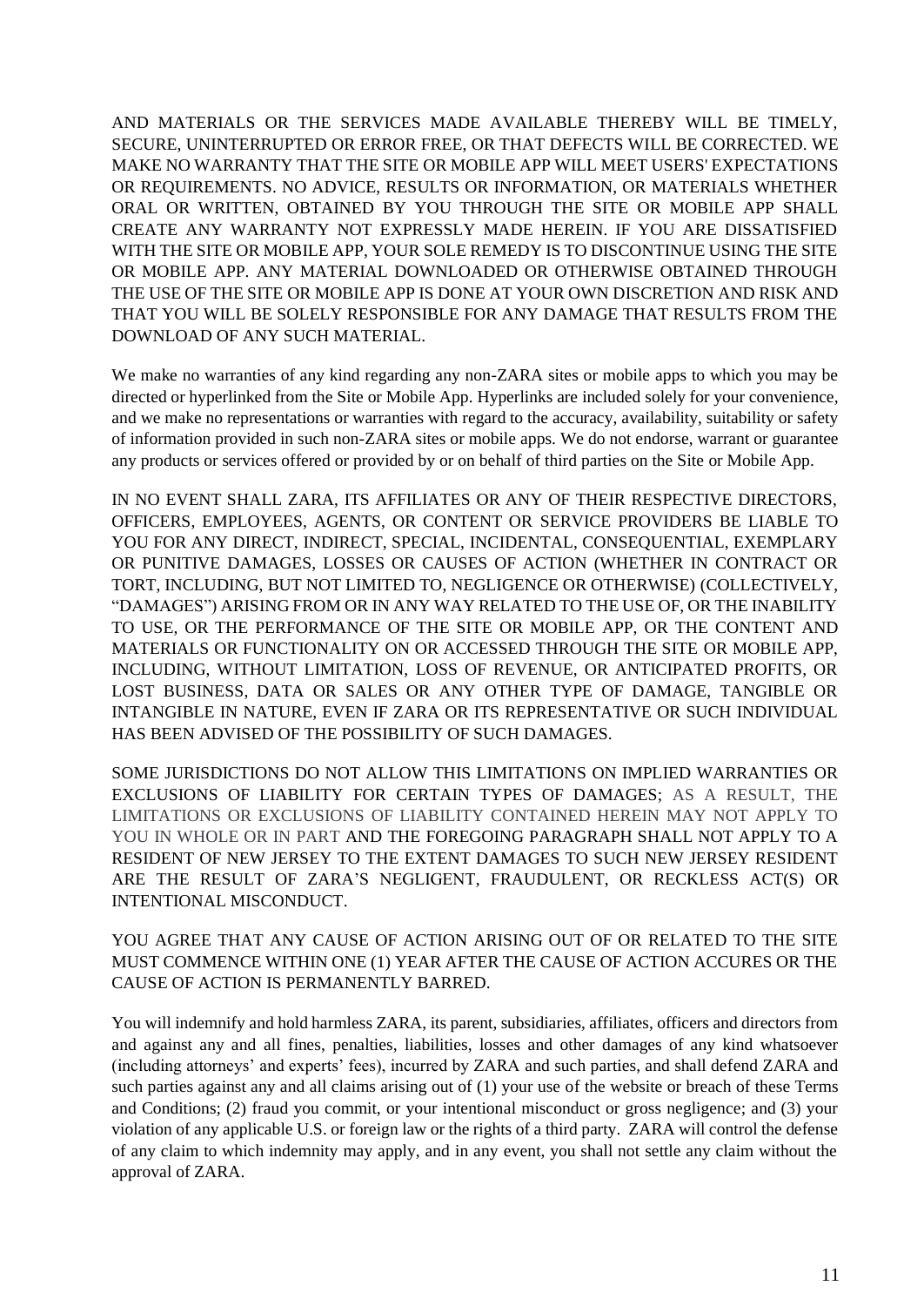AND MATERIALS OR THE SERVICES MADE AVAILABLE THEREBY WILL BE TIMELY, SECURE, UNINTERRUPTED OR ERROR FREE, OR THAT DEFECTS WILL BE CORRECTED. WE MAKE NO WARRANTY THAT THE SITE OR MOBILE APP WILL MEET USERS' EXPECTATIONS OR REQUIREMENTS. NO ADVICE, RESULTS OR INFORMATION, OR MATERIALS WHETHER ORAL OR WRITTEN, OBTAINED BY YOU THROUGH THE SITE OR MOBILE APP SHALL CREATE ANY WARRANTY NOT EXPRESSLY MADE HEREIN. IF YOU ARE DISSATISFIED WITH THE SITE OR MOBILE APP, YOUR SOLE REMEDY IS TO DISCONTINUE USING THE SITE OR MOBILE APP. ANY MATERIAL DOWNLOADED OR OTHERWISE OBTAINED THROUGH THE USE OF THE SITE OR MOBILE APP IS DONE AT YOUR OWN DISCRETION AND RISK AND THAT YOU WILL BE SOLELY RESPONSIBLE FOR ANY DAMAGE THAT RESULTS FROM THE DOWNLOAD OF ANY SUCH MATERIAL.

We make no warranties of any kind regarding any non-ZARA sites or mobile apps to which you may be directed or hyperlinked from the Site or Mobile App. Hyperlinks are included solely for your convenience, and we make no representations or warranties with regard to the accuracy, availability, suitability or safety of information provided in such non-ZARA sites or mobile apps. We do not endorse, warrant or guarantee any products or services offered or provided by or on behalf of third parties on the Site or Mobile App.

IN NO EVENT SHALL ZARA, ITS AFFILIATES OR ANY OF THEIR RESPECTIVE DIRECTORS, OFFICERS, EMPLOYEES, AGENTS, OR CONTENT OR SERVICE PROVIDERS BE LIABLE TO YOU FOR ANY DIRECT, INDIRECT, SPECIAL, INCIDENTAL, CONSEQUENTIAL, EXEMPLARY OR PUNITIVE DAMAGES, LOSSES OR CAUSES OF ACTION (WHETHER IN CONTRACT OR TORT, INCLUDING, BUT NOT LIMITED TO, NEGLIGENCE OR OTHERWISE) (COLLECTIVELY, "DAMAGES") ARISING FROM OR IN ANY WAY RELATED TO THE USE OF, OR THE INABILITY TO USE, OR THE PERFORMANCE OF THE SITE OR MOBILE APP, OR THE CONTENT AND MATERIALS OR FUNCTIONALITY ON OR ACCESSED THROUGH THE SITE OR MOBILE APP, INCLUDING, WITHOUT LIMITATION, LOSS OF REVENUE, OR ANTICIPATED PROFITS, OR LOST BUSINESS, DATA OR SALES OR ANY OTHER TYPE OF DAMAGE, TANGIBLE OR INTANGIBLE IN NATURE, EVEN IF ZARA OR ITS REPRESENTATIVE OR SUCH INDIVIDUAL HAS BEEN ADVISED OF THE POSSIBILITY OF SUCH DAMAGES.

SOME JURISDICTIONS DO NOT ALLOW THIS LIMITATIONS ON IMPLIED WARRANTIES OR EXCLUSIONS OF LIABILITY FOR CERTAIN TYPES OF DAMAGES; AS A RESULT, THE LIMITATIONS OR EXCLUSIONS OF LIABILITY CONTAINED HEREIN MAY NOT APPLY TO YOU IN WHOLE OR IN PART AND THE FOREGOING PARAGRAPH SHALL NOT APPLY TO A RESIDENT OF NEW JERSEY TO THE EXTENT DAMAGES TO SUCH NEW JERSEY RESIDENT ARE THE RESULT OF ZARA'S NEGLIGENT, FRAUDULENT, OR RECKLESS ACT(S) OR INTENTIONAL MISCONDUCT.

YOU AGREE THAT ANY CAUSE OF ACTION ARISING OUT OF OR RELATED TO THE SITE MUST COMMENCE WITHIN ONE (1) YEAR AFTER THE CAUSE OF ACTION ACCURES OR THE CAUSE OF ACTION IS PERMANENTLY BARRED.

You will indemnify and hold harmless ZARA, its parent, subsidiaries, affiliates, officers and directors from and against any and all fines, penalties, liabilities, losses and other damages of any kind whatsoever (including attorneys' and experts' fees), incurred by ZARA and such parties, and shall defend ZARA and such parties against any and all claims arising out of (1) your use of the website or breach of these Terms and Conditions; (2) fraud you commit, or your intentional misconduct or gross negligence; and (3) your violation of any applicable U.S. or foreign law or the rights of a third party. ZARA will control the defense of any claim to which indemnity may apply, and in any event, you shall not settle any claim without the approval of ZARA.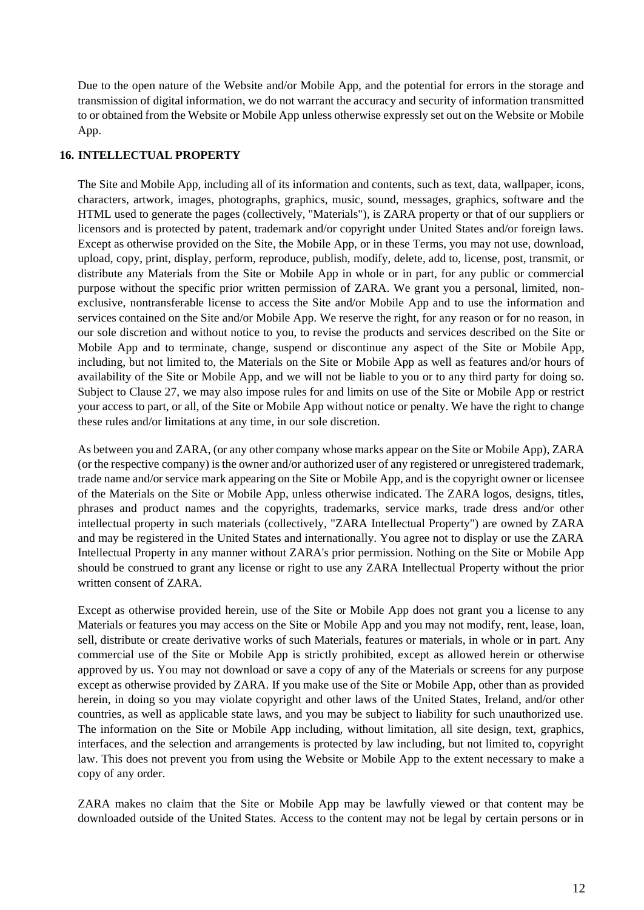Due to the open nature of the Website and/or Mobile App, and the potential for errors in the storage and transmission of digital information, we do not warrant the accuracy and security of information transmitted to or obtained from the Website or Mobile App unless otherwise expressly set out on the Website or Mobile App.

## 16. INTELLECTUAL PROPERTY

The Site and Mobile App, including all of its information and contents, such as text, data, wallpaper, icons, characters, artwork, images, photographs, graphics, music, sound, messages, graphics, software and the HTML used to generate the pages (collectively, "Materials"), is ZARA property or that of our suppliers or licensors and is protected by patent, trademark and/or copyright under United States and/or foreign laws. Except as otherwise provided on the Site, the Mobile App, or in these Terms, you may not use, download, upload, copy, print, display, perform, reproduce, publish, modify, delete, add to, license, post, transmit, or distribute any Materials from the Site or Mobile App in whole or in part, for any public or commercial purpose without the specific prior written permission of ZARA. We grant you a personal, limited, non-exclusive, nontransferable license to access the Site and/or Mobile App and to use the information and services contained on the Site and/or Mobile App. We reserve the right, for any reason or for no reason, in our sole discretion and without notice to you, to revise the products and services described on the Site or Mobile App and to terminate, change, suspend or discontinue any aspect of the Site or Mobile App, including, but not limited to, the Materials on the Site or Mobile App as well as features and/or hours of availability of the Site or Mobile App, and we will not be liable to you or to any third party for doing so. Subject to Clause 27, we may also impose rules for and limits on use of the Site or Mobile App or restrict your access to part, or all, of the Site or Mobile App without notice or penalty. We have the right to change these rules and/or limitations at any time, in our sole discretion.

As between you and ZARA, (or any other company whose marks appear on the Site or Mobile App), ZARA (or the respective company) is the owner and/or authorized user of any registered or unregistered trademark, trade name and/or service mark appearing on the Site or Mobile App, and is the copyright owner or licensee of the Materials on the Site or Mobile App, unless otherwise indicated. The ZARA logos, designs, titles, phrases and product names and the copyrights, trademarks, service marks, trade dress and/or other intellectual property in such materials (collectively, "ZARA Intellectual Property") are owned by ZARA and may be registered in the United States and internationally. You agree not to display or use the ZARA Intellectual Property in any manner without ZARA's prior permission. Nothing on the Site or Mobile App should be construed to grant any license or right to use any ZARA Intellectual Property without the prior written consent of ZARA.

Except as otherwise provided herein, use of the Site or Mobile App does not grant you a license to any Materials or features you may access on the Site or Mobile App and you may not modify, rent, lease, loan, sell, distribute or create derivative works of such Materials, features or materials, in whole or in part. Any commercial use of the Site or Mobile App is strictly prohibited, except as allowed herein or otherwise approved by us. You may not download or save a copy of any of the Materials or screens for any purpose except as otherwise provided by ZARA. If you make use of the Site or Mobile App, other than as provided herein, in doing so you may violate copyright and other laws of the United States, Ireland, and/or other countries, as well as applicable state laws, and you may be subject to liability for such unauthorized use. The information on the Site or Mobile App including, without limitation, all site design, text, graphics, interfaces, and the selection and arrangements is protected by law including, but not limited to, copyright law. This does not prevent you from using the Website or Mobile App to the extent necessary to make a copy of any order.

ZARA makes no claim that the Site or Mobile App may be lawfully viewed or that content may be downloaded outside of the United States. Access to the content may not be legal by certain persons or in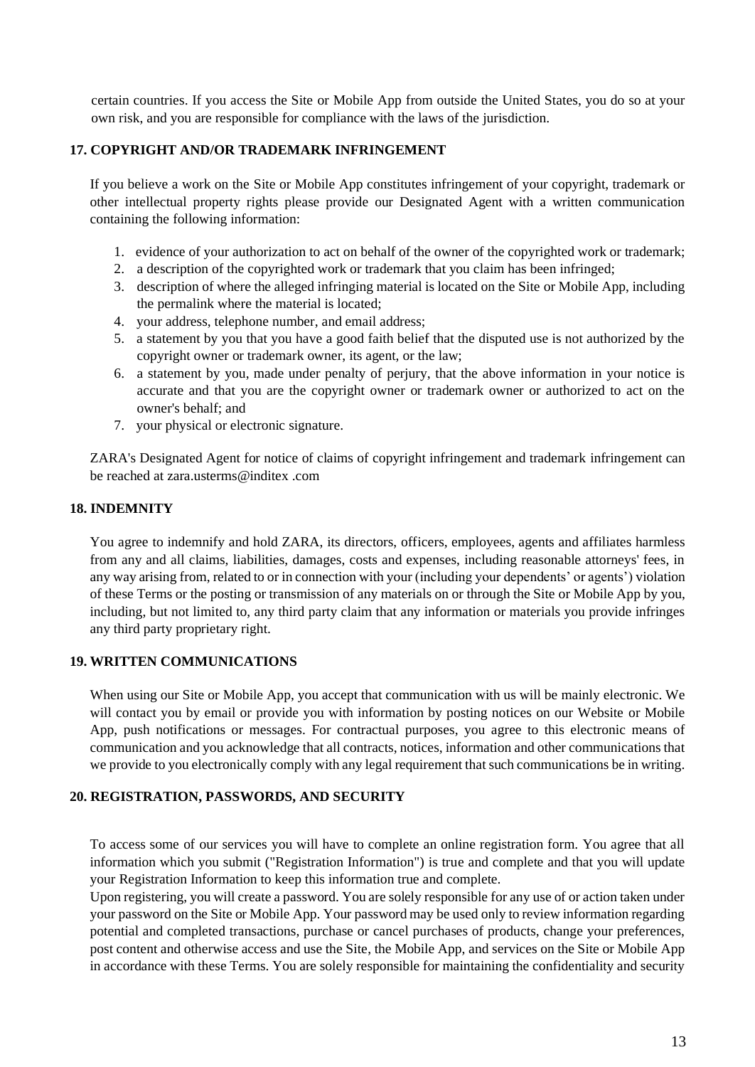certain countries. If you access the Site or Mobile App from outside the United States, you do so at your own risk, and you are responsible for compliance with the laws of the jurisdiction.

## 17. COPYRIGHT AND/OR TRADEMARK INFRINGEMENT

If you believe a work on the Site or Mobile App constitutes infringement of your copyright, trademark or other intellectual property rights please provide our Designated Agent with a written communication containing the following information:

1. evidence of your authorization to act on behalf of the owner of the copyrighted work or trademark;
2. a description of the copyrighted work or trademark that you claim has been infringed;
3. description of where the alleged infringing material is located on the Site or Mobile App, including the permalink where the material is located;
4. your address, telephone number, and email address;
5. a statement by you that you have a good faith belief that the disputed use is not authorized by the copyright owner or trademark owner, its agent, or the law;
6. a statement by you, made under penalty of perjury, that the above information in your notice is accurate and that you are the copyright owner or trademark owner or authorized to act on the owner's behalf; and
7. your physical or electronic signature.

ZARA's Designated Agent for notice of claims of copyright infringement and trademark infringement can be reached at zara.usterms@inditex .com

## 18. INDEMNITY

You agree to indemnify and hold ZARA, its directors, officers, employees, agents and affiliates harmless from any and all claims, liabilities, damages, costs and expenses, including reasonable attorneys' fees, in any way arising from, related to or in connection with your (including your dependents' or agents') violation of these Terms or the posting or transmission of any materials on or through the Site or Mobile App by you, including, but not limited to, any third party claim that any information or materials you provide infringes any third party proprietary right.

## 19. WRITTEN COMMUNICATIONS

When using our Site or Mobile App, you accept that communication with us will be mainly electronic. We will contact you by email or provide you with information by posting notices on our Website or Mobile App, push notifications or messages. For contractual purposes, you agree to this electronic means of communication and you acknowledge that all contracts, notices, information and other communications that we provide to you electronically comply with any legal requirement that such communications be in writing.

## 20. REGISTRATION, PASSWORDS, AND SECURITY

To access some of our services you will have to complete an online registration form. You agree that all information which you submit ("Registration Information") is true and complete and that you will update your Registration Information to keep this information true and complete.
Upon registering, you will create a password. You are solely responsible for any use of or action taken under your password on the Site or Mobile App. Your password may be used only to review information regarding potential and completed transactions, purchase or cancel purchases of products, change your preferences, post content and otherwise access and use the Site, the Mobile App, and services on the Site or Mobile App in accordance with these Terms. You are solely responsible for maintaining the confidentiality and security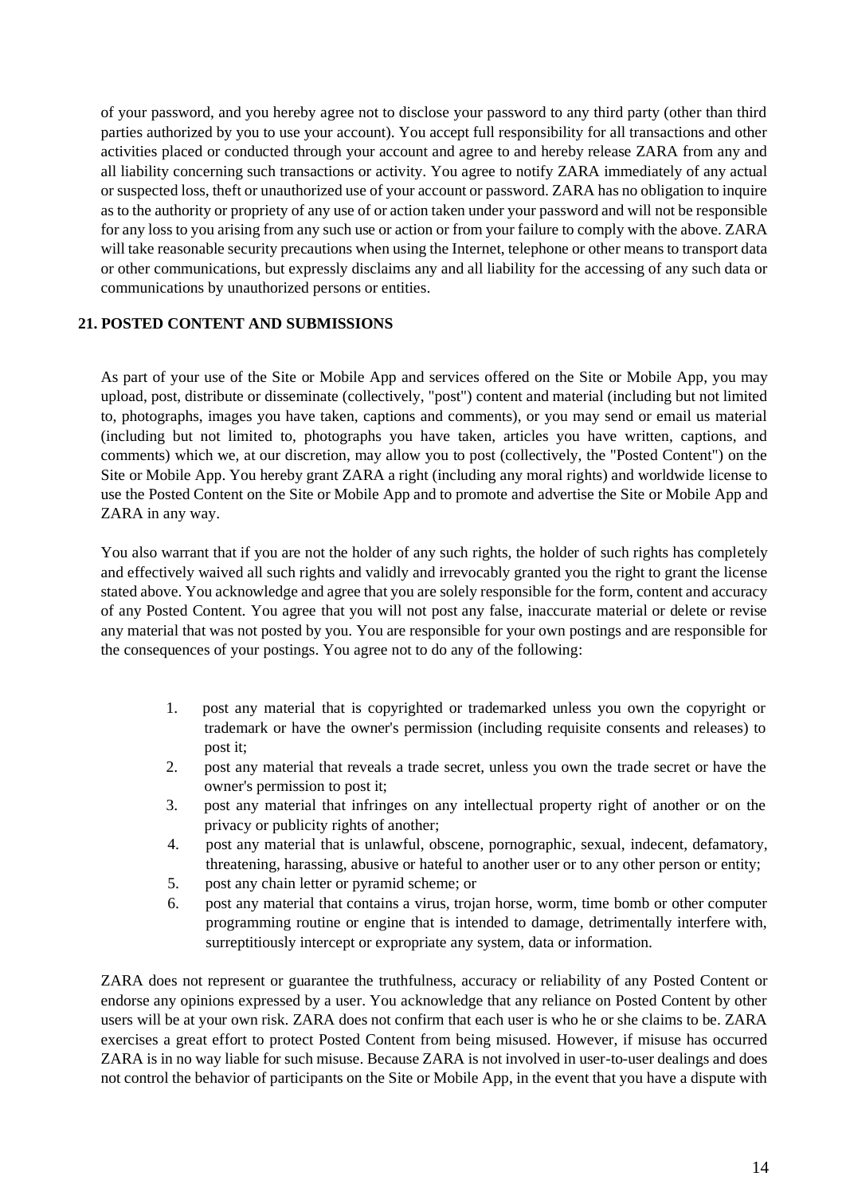of your password, and you hereby agree not to disclose your password to any third party (other than third parties authorized by you to use your account). You accept full responsibility for all transactions and other activities placed or conducted through your account and agree to and hereby release ZARA from any and all liability concerning such transactions or activity. You agree to notify ZARA immediately of any actual or suspected loss, theft or unauthorized use of your account or password. ZARA has no obligation to inquire as to the authority or propriety of any use of or action taken under your password and will not be responsible for any loss to you arising from any such use or action or from your failure to comply with the above. ZARA will take reasonable security precautions when using the Internet, telephone or other means to transport data or other communications, but expressly disclaims any and all liability for the accessing of any such data or communications by unauthorized persons or entities.

**21. POSTED CONTENT AND SUBMISSIONS**

As part of your use of the Site or Mobile App and services offered on the Site or Mobile App, you may upload, post, distribute or disseminate (collectively, "post") content and material (including but not limited to, photographs, images you have taken, captions and comments), or you may send or email us material (including but not limited to, photographs you have taken, articles you have written, captions, and comments) which we, at our discretion, may allow you to post (collectively, the "Posted Content") on the Site or Mobile App. You hereby grant ZARA a right (including any moral rights) and worldwide license to use the Posted Content on the Site or Mobile App and to promote and advertise the Site or Mobile App and ZARA in any way.

You also warrant that if you are not the holder of any such rights, the holder of such rights has completely and effectively waived all such rights and validly and irrevocably granted you the right to grant the license stated above. You acknowledge and agree that you are solely responsible for the form, content and accuracy of any Posted Content. You agree that you will not post any false, inaccurate material or delete or revise any material that was not posted by you. You are responsible for your own postings and are responsible for the consequences of your postings. You agree not to do any of the following:

1. post any material that is copyrighted or trademarked unless you own the copyright or trademark or have the owner's permission (including requisite consents and releases) to post it;
2. post any material that reveals a trade secret, unless you own the trade secret or have the owner's permission to post it;
3. post any material that infringes on any intellectual property right of another or on the privacy or publicity rights of another;
4. post any material that is unlawful, obscene, pornographic, sexual, indecent, defamatory, threatening, harassing, abusive or hateful to another user or to any other person or entity;
5. post any chain letter or pyramid scheme; or
6. post any material that contains a virus, trojan horse, worm, time bomb or other computer programming routine or engine that is intended to damage, detrimentally interfere with, surreptitiously intercept or expropriate any system, data or information.

ZARA does not represent or guarantee the truthfulness, accuracy or reliability of any Posted Content or endorse any opinions expressed by a user. You acknowledge that any reliance on Posted Content by other users will be at your own risk. ZARA does not confirm that each user is who he or she claims to be. ZARA exercises a great effort to protect Posted Content from being misused. However, if misuse has occurred ZARA is in no way liable for such misuse. Because ZARA is not involved in user-to-user dealings and does not control the behavior of participants on the Site or Mobile App, in the event that you have a dispute with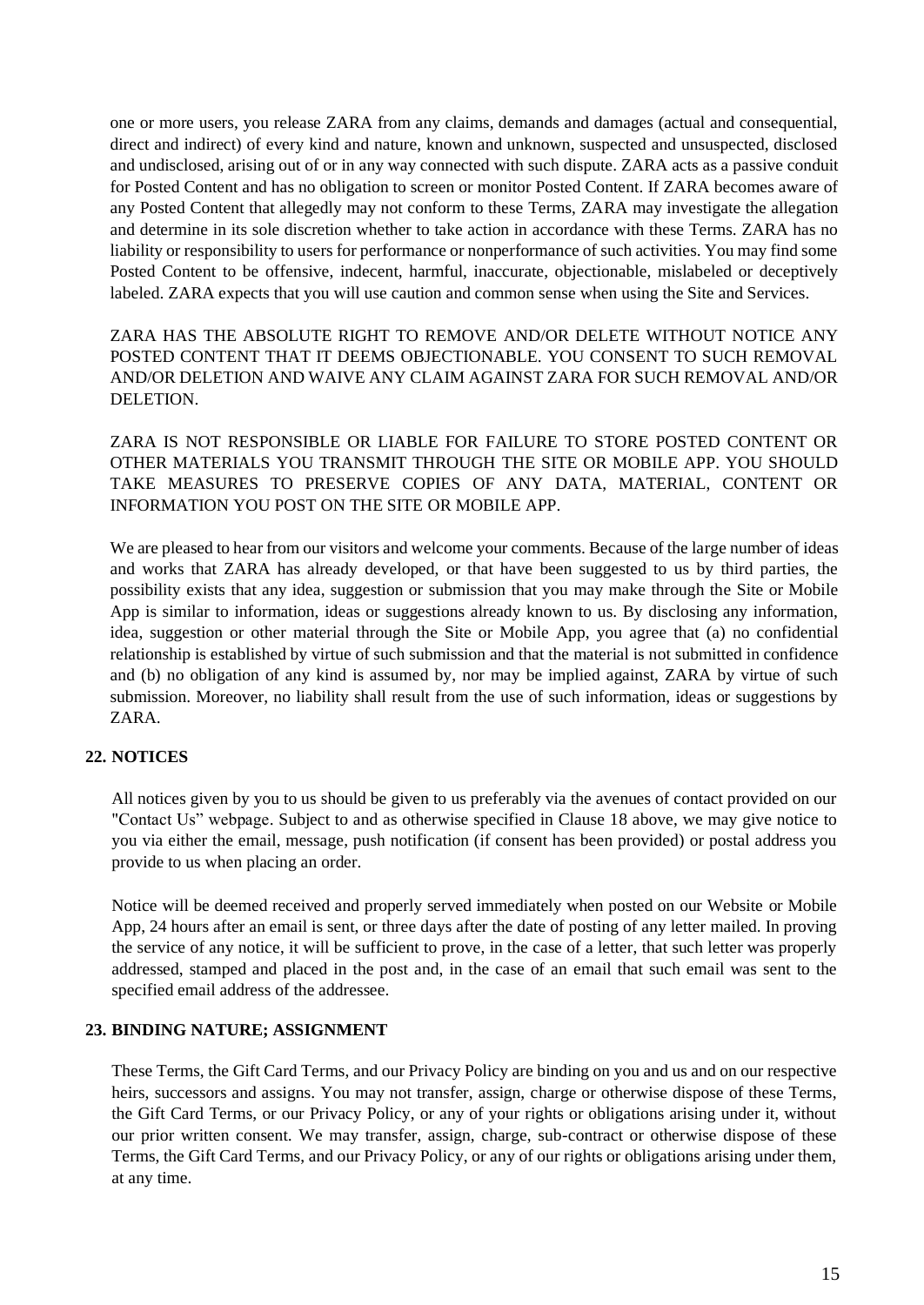one or more users, you release ZARA from any claims, demands and damages (actual and consequential, direct and indirect) of every kind and nature, known and unknown, suspected and unsuspected, disclosed and undisclosed, arising out of or in any way connected with such dispute. ZARA acts as a passive conduit for Posted Content and has no obligation to screen or monitor Posted Content. If ZARA becomes aware of any Posted Content that allegedly may not conform to these Terms, ZARA may investigate the allegation and determine in its sole discretion whether to take action in accordance with these Terms. ZARA has no liability or responsibility to users for performance or nonperformance of such activities. You may find some Posted Content to be offensive, indecent, harmful, inaccurate, objectionable, mislabeled or deceptively labeled. ZARA expects that you will use caution and common sense when using the Site and Services.

ZARA HAS THE ABSOLUTE RIGHT TO REMOVE AND/OR DELETE WITHOUT NOTICE ANY POSTED CONTENT THAT IT DEEMS OBJECTIONABLE. YOU CONSENT TO SUCH REMOVAL AND/OR DELETION AND WAIVE ANY CLAIM AGAINST ZARA FOR SUCH REMOVAL AND/OR DELETION.

ZARA IS NOT RESPONSIBLE OR LIABLE FOR FAILURE TO STORE POSTED CONTENT OR OTHER MATERIALS YOU TRANSMIT THROUGH THE SITE OR MOBILE APP. YOU SHOULD TAKE MEASURES TO PRESERVE COPIES OF ANY DATA, MATERIAL, CONTENT OR INFORMATION YOU POST ON THE SITE OR MOBILE APP.

We are pleased to hear from our visitors and welcome your comments. Because of the large number of ideas and works that ZARA has already developed, or that have been suggested to us by third parties, the possibility exists that any idea, suggestion or submission that you may make through the Site or Mobile App is similar to information, ideas or suggestions already known to us. By disclosing any information, idea, suggestion or other material through the Site or Mobile App, you agree that (a) no confidential relationship is established by virtue of such submission and that the material is not submitted in confidence and (b) no obligation of any kind is assumed by, nor may be implied against, ZARA by virtue of such submission. Moreover, no liability shall result from the use of such information, ideas or suggestions by ZARA.

## 22. NOTICES

All notices given by you to us should be given to us preferably via the avenues of contact provided on our "Contact Us" webpage. Subject to and as otherwise specified in Clause 18 above, we may give notice to you via either the email, message, push notification (if consent has been provided) or postal address you provide to us when placing an order.

Notice will be deemed received and properly served immediately when posted on our Website or Mobile App, 24 hours after an email is sent, or three days after the date of posting of any letter mailed. In proving the service of any notice, it will be sufficient to prove, in the case of a letter, that such letter was properly addressed, stamped and placed in the post and, in the case of an email that such email was sent to the specified email address of the addressee.

## 23. BINDING NATURE; ASSIGNMENT

These Terms, the Gift Card Terms, and our Privacy Policy are binding on you and us and on our respective heirs, successors and assigns. You may not transfer, assign, charge or otherwise dispose of these Terms, the Gift Card Terms, or our Privacy Policy, or any of your rights or obligations arising under it, without our prior written consent. We may transfer, assign, charge, sub-contract or otherwise dispose of these Terms, the Gift Card Terms, and our Privacy Policy, or any of our rights or obligations arising under them, at any time.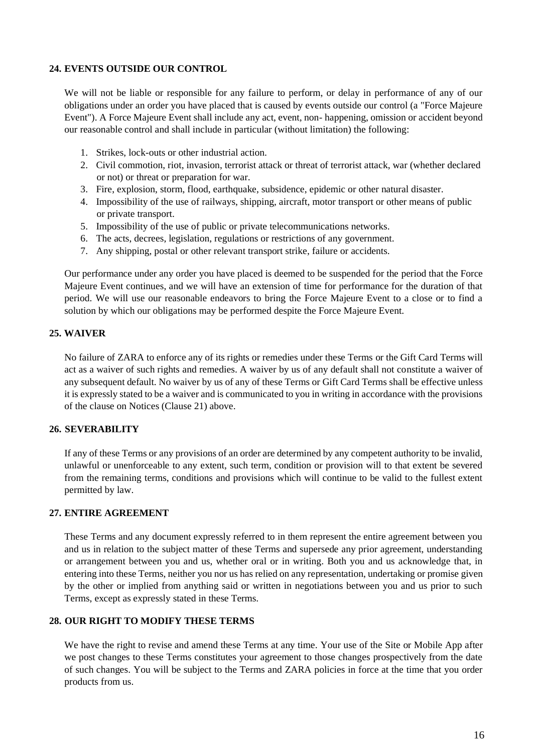## 24. EVENTS OUTSIDE OUR CONTROL

We will not be liable or responsible for any failure to perform, or delay in performance of any of our obligations under an order you have placed that is caused by events outside our control (a "Force Majeure Event"). A Force Majeure Event shall include any act, event, non- happening, omission or accident beyond our reasonable control and shall include in particular (without limitation) the following:

1. Strikes, lock-outs or other industrial action.
2. Civil commotion, riot, invasion, terrorist attack or threat of terrorist attack, war (whether declared or not) or threat or preparation for war.
3. Fire, explosion, storm, flood, earthquake, subsidence, epidemic or other natural disaster.
4. Impossibility of the use of railways, shipping, aircraft, motor transport or other means of public or private transport.
5. Impossibility of the use of public or private telecommunications networks.
6. The acts, decrees, legislation, regulations or restrictions of any government.
7. Any shipping, postal or other relevant transport strike, failure or accidents.

Our performance under any order you have placed is deemed to be suspended for the period that the Force Majeure Event continues, and we will have an extension of time for performance for the duration of that period. We will use our reasonable endeavors to bring the Force Majeure Event to a close or to find a solution by which our obligations may be performed despite the Force Majeure Event.

## 25. WAIVER

No failure of ZARA to enforce any of its rights or remedies under these Terms or the Gift Card Terms will act as a waiver of such rights and remedies. A waiver by us of any default shall not constitute a waiver of any subsequent default. No waiver by us of any of these Terms or Gift Card Terms shall be effective unless it is expressly stated to be a waiver and is communicated to you in writing in accordance with the provisions of the clause on Notices (Clause 21) above.

## 26. SEVERABILITY

If any of these Terms or any provisions of an order are determined by any competent authority to be invalid, unlawful or unenforceable to any extent, such term, condition or provision will to that extent be severed from the remaining terms, conditions and provisions which will continue to be valid to the fullest extent permitted by law.

## 27. ENTIRE AGREEMENT

These Terms and any document expressly referred to in them represent the entire agreement between you and us in relation to the subject matter of these Terms and supersede any prior agreement, understanding or arrangement between you and us, whether oral or in writing. Both you and us acknowledge that, in entering into these Terms, neither you nor us has relied on any representation, undertaking or promise given by the other or implied from anything said or written in negotiations between you and us prior to such Terms, except as expressly stated in these Terms.

## 28. OUR RIGHT TO MODIFY THESE TERMS

We have the right to revise and amend these Terms at any time. Your use of the Site or Mobile App after we post changes to these Terms constitutes your agreement to those changes prospectively from the date of such changes. You will be subject to the Terms and ZARA policies in force at the time that you order products from us.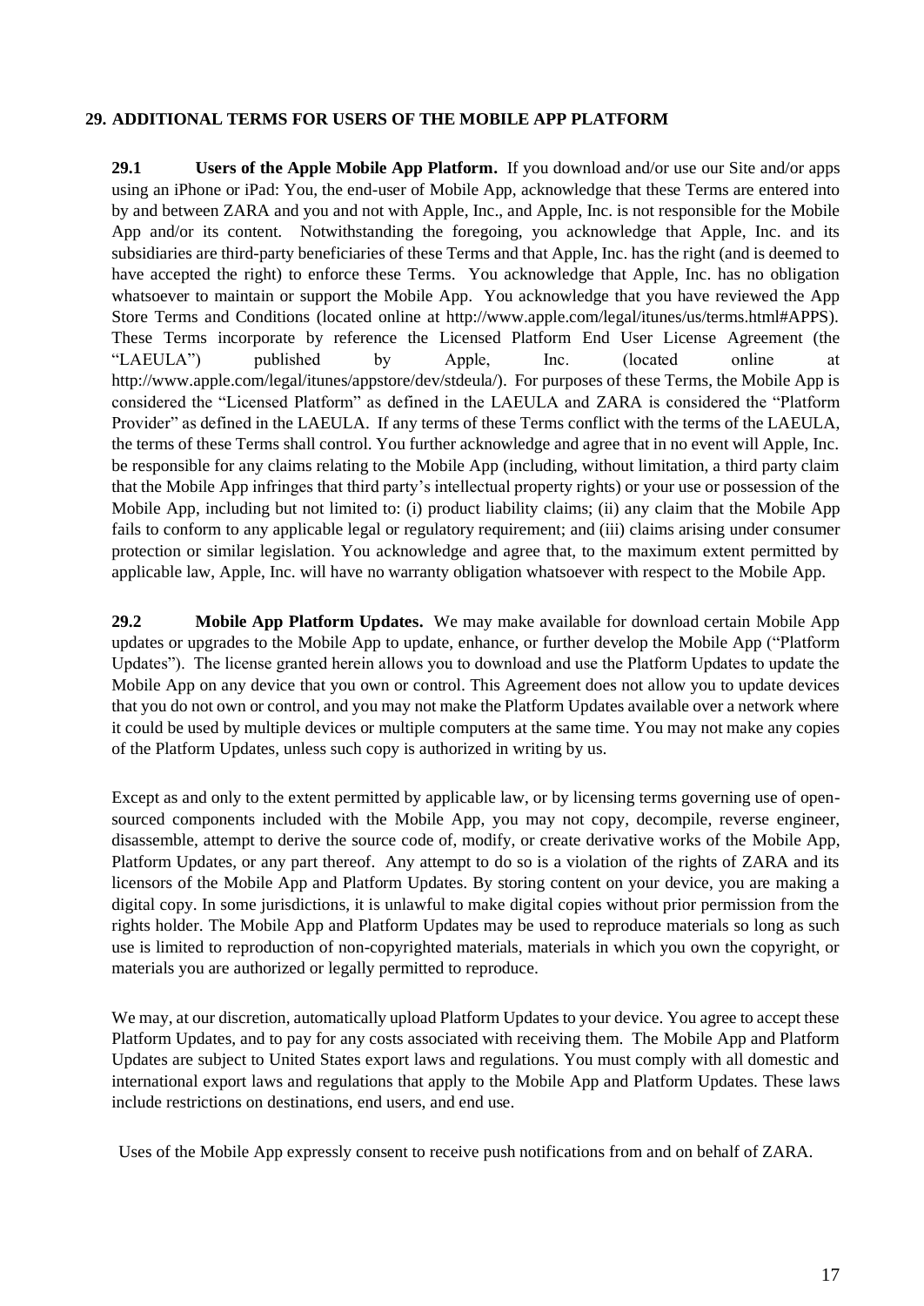## 29. ADDITIONAL TERMS FOR USERS OF THE MOBILE APP PLATFORM

**29.1 Users of the Apple Mobile App Platform.** If you download and/or use our Site and/or apps using an iPhone or iPad: You, the end-user of Mobile App, acknowledge that these Terms are entered into by and between ZARA and you and not with Apple, Inc., and Apple, Inc. is not responsible for the Mobile App and/or its content. Notwithstanding the foregoing, you acknowledge that Apple, Inc. and its subsidiaries are third-party beneficiaries of these Terms and that Apple, Inc. has the right (and is deemed to have accepted the right) to enforce these Terms. You acknowledge that Apple, Inc. has no obligation whatsoever to maintain or support the Mobile App. You acknowledge that you have reviewed the App Store Terms and Conditions (located online at http://www.apple.com/legal/itunes/us/terms.html#APPS). These Terms incorporate by reference the Licensed Platform End User License Agreement (the "LAEULA") published by Apple, Inc. (located online at http://www.apple.com/legal/itunes/appstore/dev/stdeula/). For purposes of these Terms, the Mobile App is considered the "Licensed Platform" as defined in the LAEULA and ZARA is considered the "Platform Provider" as defined in the LAEULA. If any terms of these Terms conflict with the terms of the LAEULA, the terms of these Terms shall control. You further acknowledge and agree that in no event will Apple, Inc. be responsible for any claims relating to the Mobile App (including, without limitation, a third party claim that the Mobile App infringes that third party's intellectual property rights) or your use or possession of the Mobile App, including but not limited to: (i) product liability claims; (ii) any claim that the Mobile App fails to conform to any applicable legal or regulatory requirement; and (iii) claims arising under consumer protection or similar legislation. You acknowledge and agree that, to the maximum extent permitted by applicable law, Apple, Inc. will have no warranty obligation whatsoever with respect to the Mobile App.

**29.2 Mobile App Platform Updates.** We may make available for download certain Mobile App updates or upgrades to the Mobile App to update, enhance, or further develop the Mobile App ("Platform Updates"). The license granted herein allows you to download and use the Platform Updates to update the Mobile App on any device that you own or control. This Agreement does not allow you to update devices that you do not own or control, and you may not make the Platform Updates available over a network where it could be used by multiple devices or multiple computers at the same time. You may not make any copies of the Platform Updates, unless such copy is authorized in writing by us.

Except as and only to the extent permitted by applicable law, or by licensing terms governing use of open-sourced components included with the Mobile App, you may not copy, decompile, reverse engineer, disassemble, attempt to derive the source code of, modify, or create derivative works of the Mobile App, Platform Updates, or any part thereof. Any attempt to do so is a violation of the rights of ZARA and its licensors of the Mobile App and Platform Updates. By storing content on your device, you are making a digital copy. In some jurisdictions, it is unlawful to make digital copies without prior permission from the rights holder. The Mobile App and Platform Updates may be used to reproduce materials so long as such use is limited to reproduction of non-copyrighted materials, materials in which you own the copyright, or materials you are authorized or legally permitted to reproduce.

We may, at our discretion, automatically upload Platform Updates to your device. You agree to accept these Platform Updates, and to pay for any costs associated with receiving them. The Mobile App and Platform Updates are subject to United States export laws and regulations. You must comply with all domestic and international export laws and regulations that apply to the Mobile App and Platform Updates. These laws include restrictions on destinations, end users, and end use.

Uses of the Mobile App expressly consent to receive push notifications from and on behalf of ZARA.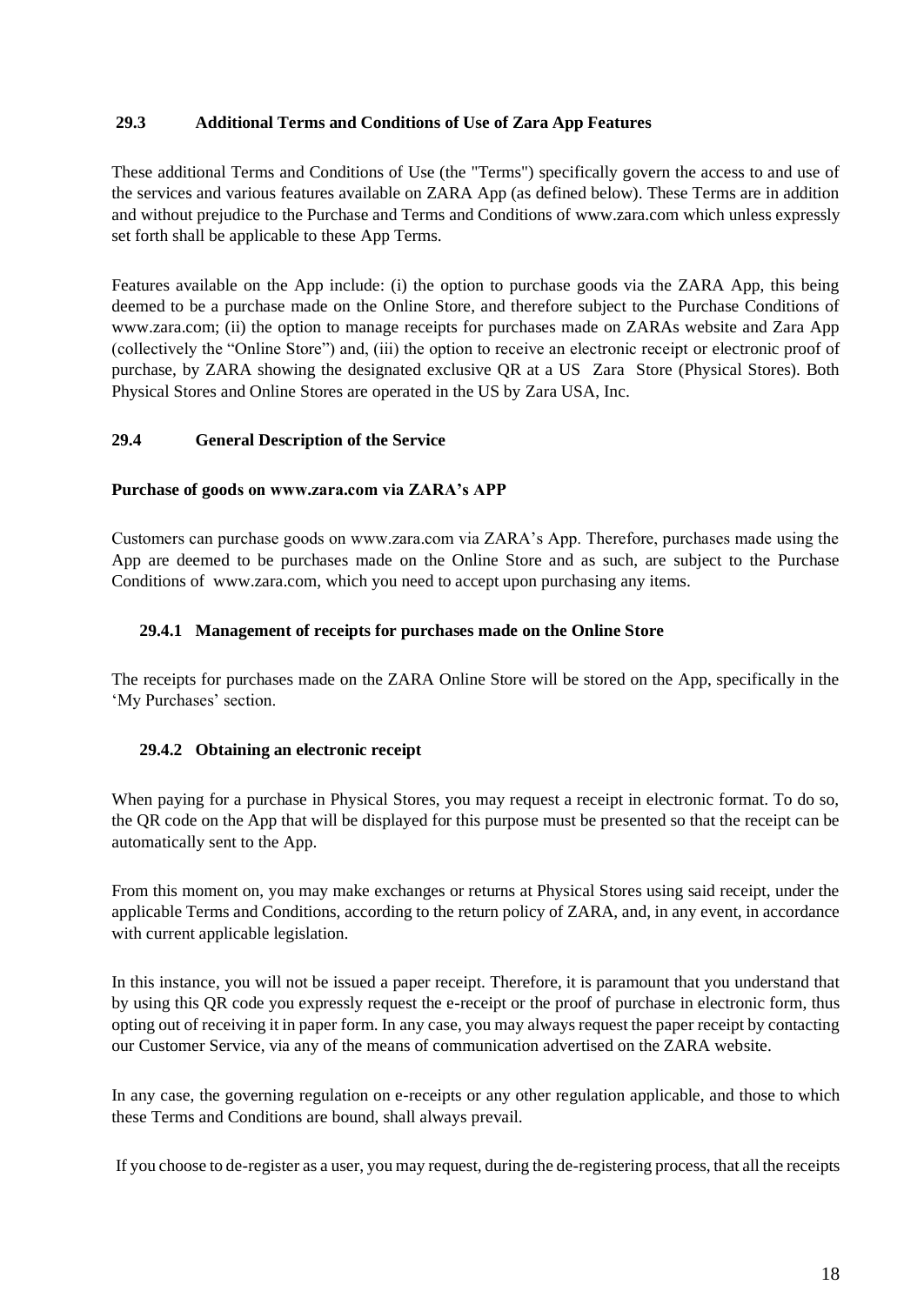### 29.3 Additional Terms and Conditions of Use of Zara App Features

These additional Terms and Conditions of Use (the "Terms") specifically govern the access to and use of the services and various features available on ZARA App (as defined below). These Terms are in addition and without prejudice to the Purchase and Terms and Conditions of www.zara.com which unless expressly set forth shall be applicable to these App Terms.

Features available on the App include: (i) the option to purchase goods via the ZARA App, this being deemed to be a purchase made on the Online Store, and therefore subject to the Purchase Conditions of www.zara.com; (ii) the option to manage receipts for purchases made on ZARAs website and Zara App (collectively the "Online Store") and, (iii) the option to receive an electronic receipt or electronic proof of purchase, by ZARA showing the designated exclusive QR at a US Zara Store (Physical Stores). Both Physical Stores and Online Stores are operated in the US by Zara USA, Inc.

### 29.4 General Description of the Service

**Purchase of goods on www.zara.com via ZARA's APP**

Customers can purchase goods on www.zara.com via ZARA's App. Therefore, purchases made using the App are deemed to be purchases made on the Online Store and as such, are subject to the Purchase Conditions of www.zara.com, which you need to accept upon purchasing any items.

#### 29.4.1 Management of receipts for purchases made on the Online Store

The receipts for purchases made on the ZARA Online Store will be stored on the App, specifically in the 'My Purchases' section.

#### 29.4.2 Obtaining an electronic receipt

When paying for a purchase in Physical Stores, you may request a receipt in electronic format. To do so, the QR code on the App that will be displayed for this purpose must be presented so that the receipt can be automatically sent to the App.

From this moment on, you may make exchanges or returns at Physical Stores using said receipt, under the applicable Terms and Conditions, according to the return policy of ZARA, and, in any event, in accordance with current applicable legislation.

In this instance, you will not be issued a paper receipt. Therefore, it is paramount that you understand that by using this QR code you expressly request the e-receipt or the proof of purchase in electronic form, thus opting out of receiving it in paper form. In any case, you may always request the paper receipt by contacting our Customer Service, via any of the means of communication advertised on the ZARA website.

In any case, the governing regulation on e-receipts or any other regulation applicable, and those to which these Terms and Conditions are bound, shall always prevail.

If you choose to de-register as a user, you may request, during the de-registering process, that all the receipts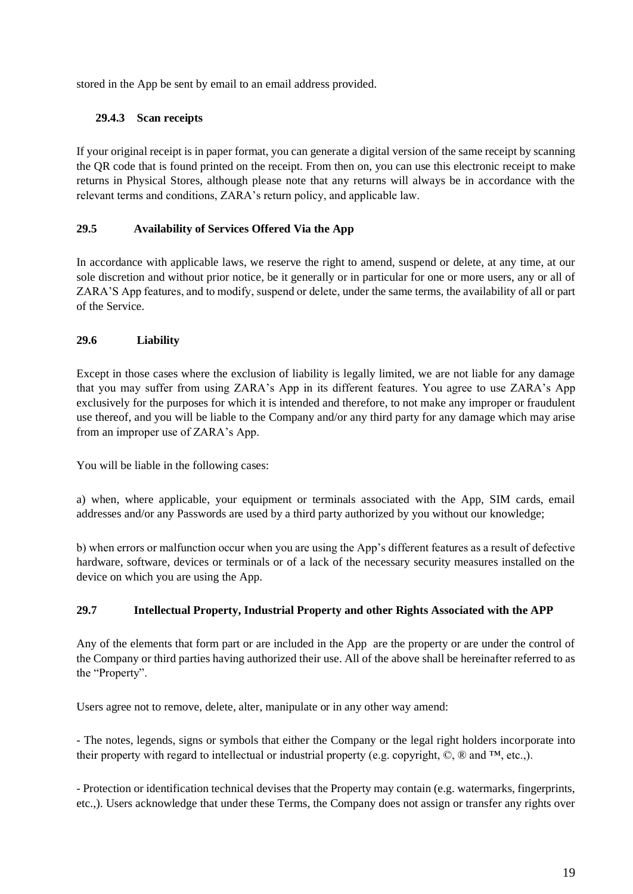stored in the App be sent by email to an email address provided.

#### 29.4.3 Scan receipts

If your original receipt is in paper format, you can generate a digital version of the same receipt by scanning the QR code that is found printed on the receipt. From then on, you can use this electronic receipt to make returns in Physical Stores, although please note that any returns will always be in accordance with the relevant terms and conditions, ZARA's return policy, and applicable law.

### 29.5 Availability of Services Offered Via the App

In accordance with applicable laws, we reserve the right to amend, suspend or delete, at any time, at our sole discretion and without prior notice, be it generally or in particular for one or more users, any or all of ZARA'S App features, and to modify, suspend or delete, under the same terms, the availability of all or part of the Service.

### 29.6 Liability

Except in those cases where the exclusion of liability is legally limited, we are not liable for any damage that you may suffer from using ZARA's App in its different features. You agree to use ZARA's App exclusively for the purposes for which it is intended and therefore, to not make any improper or fraudulent use thereof, and you will be liable to the Company and/or any third party for any damage which may arise from an improper use of ZARA's App.

You will be liable in the following cases:

a) when, where applicable, your equipment or terminals associated with the App, SIM cards, email addresses and/or any Passwords are used by a third party authorized by you without our knowledge;

b) when errors or malfunction occur when you are using the App's different features as a result of defective hardware, software, devices or terminals or of a lack of the necessary security measures installed on the device on which you are using the App.

### 29.7 Intellectual Property, Industrial Property and other Rights Associated with the APP

Any of the elements that form part or are included in the App are the property or are under the control of the Company or third parties having authorized their use. All of the above shall be hereinafter referred to as the "Property".

Users agree not to remove, delete, alter, manipulate or in any other way amend:

- The notes, legends, signs or symbols that either the Company or the legal right holders incorporate into their property with regard to intellectual or industrial property (e.g. copyright, ©, ® and ™, etc.,).

- Protection or identification technical devises that the Property may contain (e.g. watermarks, fingerprints, etc.,). Users acknowledge that under these Terms, the Company does not assign or transfer any rights over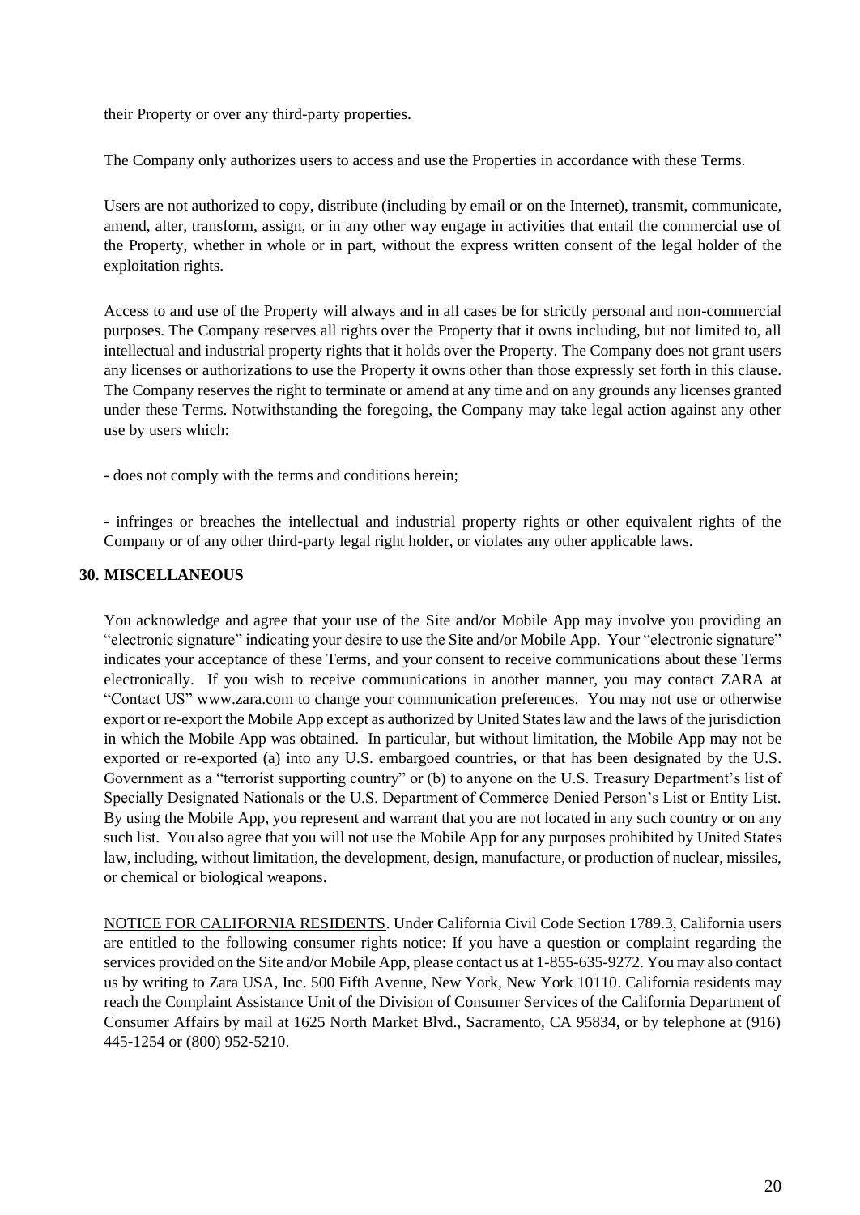their Property or over any third-party properties.

The Company only authorizes users to access and use the Properties in accordance with these Terms.

Users are not authorized to copy, distribute (including by email or on the Internet), transmit, communicate, amend, alter, transform, assign, or in any other way engage in activities that entail the commercial use of the Property, whether in whole or in part, without the express written consent of the legal holder of the exploitation rights.

Access to and use of the Property will always and in all cases be for strictly personal and non-commercial purposes. The Company reserves all rights over the Property that it owns including, but not limited to, all intellectual and industrial property rights that it holds over the Property. The Company does not grant users any licenses or authorizations to use the Property it owns other than those expressly set forth in this clause. The Company reserves the right to terminate or amend at any time and on any grounds any licenses granted under these Terms. Notwithstanding the foregoing, the Company may take legal action against any other use by users which:

- does not comply with the terms and conditions herein;

- infringes or breaches the intellectual and industrial property rights or other equivalent rights of the Company or of any other third-party legal right holder, or violates any other applicable laws.

## 30. MISCELLANEOUS

You acknowledge and agree that your use of the Site and/or Mobile App may involve you providing an "electronic signature" indicating your desire to use the Site and/or Mobile App. Your "electronic signature" indicates your acceptance of these Terms, and your consent to receive communications about these Terms electronically. If you wish to receive communications in another manner, you may contact ZARA at "Contact US" www.zara.com to change your communication preferences. You may not use or otherwise export or re-export the Mobile App except as authorized by United States law and the laws of the jurisdiction in which the Mobile App was obtained. In particular, but without limitation, the Mobile App may not be exported or re-exported (a) into any U.S. embargoed countries, or that has been designated by the U.S. Government as a "terrorist supporting country" or (b) to anyone on the U.S. Treasury Department's list of Specially Designated Nationals or the U.S. Department of Commerce Denied Person's List or Entity List. By using the Mobile App, you represent and warrant that you are not located in any such country or on any such list. You also agree that you will not use the Mobile App for any purposes prohibited by United States law, including, without limitation, the development, design, manufacture, or production of nuclear, missiles, or chemical or biological weapons.

NOTICE FOR CALIFORNIA RESIDENTS. Under California Civil Code Section 1789.3, California users are entitled to the following consumer rights notice: If you have a question or complaint regarding the services provided on the Site and/or Mobile App, please contact us at 1-855-635-9272. You may also contact us by writing to Zara USA, Inc. 500 Fifth Avenue, New York, New York 10110. California residents may reach the Complaint Assistance Unit of the Division of Consumer Services of the California Department of Consumer Affairs by mail at 1625 North Market Blvd., Sacramento, CA 95834, or by telephone at (916) 445-1254 or (800) 952-5210.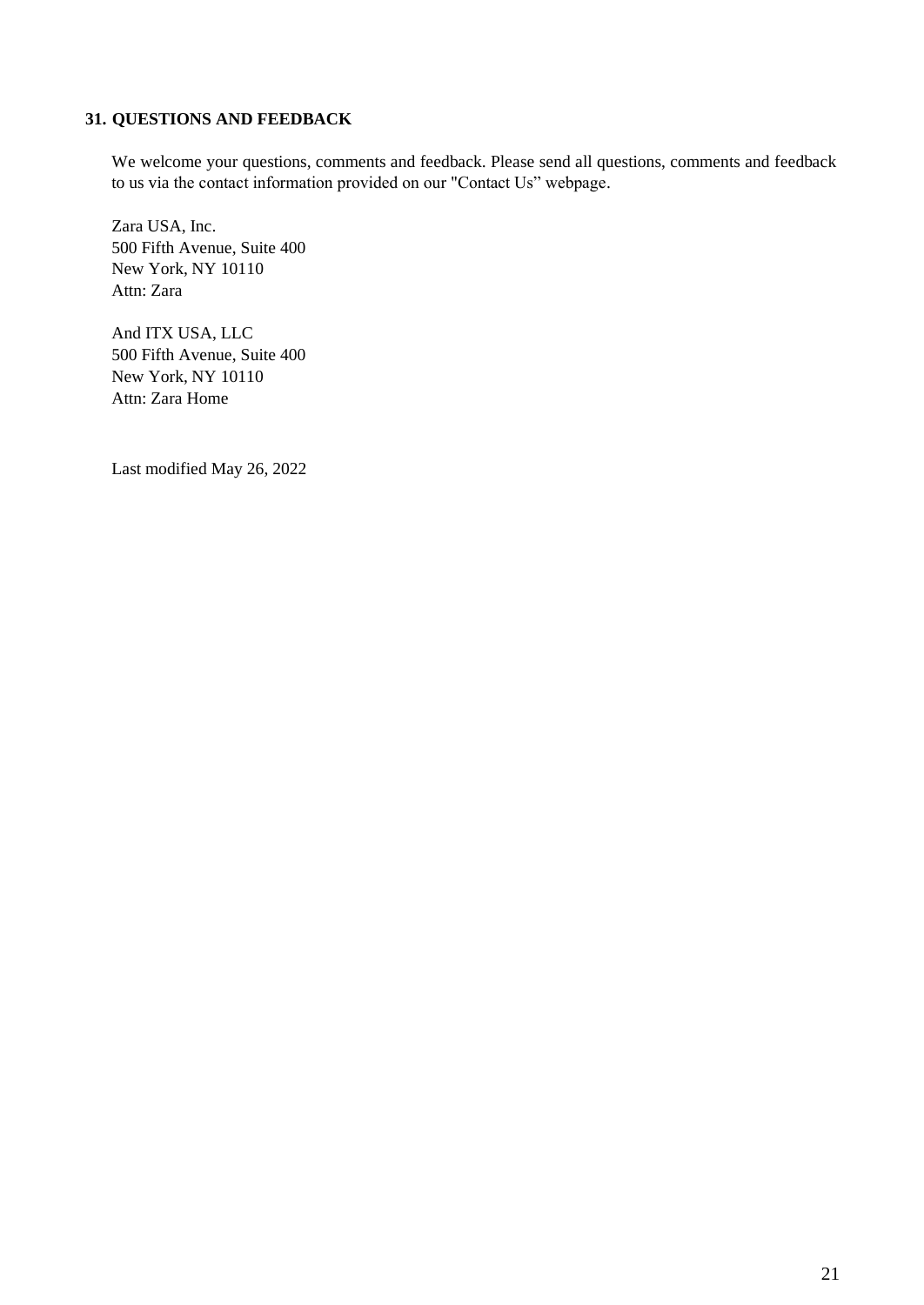## 31. QUESTIONS AND FEEDBACK

We welcome your questions, comments and feedback. Please send all questions, comments and feedback to us via the contact information provided on our "Contact Us" webpage.

Zara USA, Inc.
500 Fifth Avenue, Suite 400
New York, NY 10110
Attn: Zara

And ITX USA, LLC
500 Fifth Avenue, Suite 400
New York, NY 10110
Attn: Zara Home

Last modified May 26, 2022